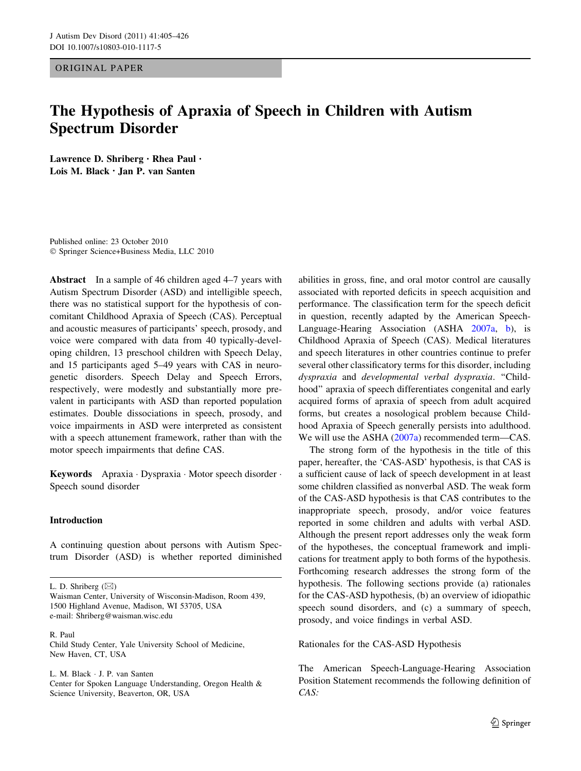ORIGINAL PAPER

# The Hypothesis of Apraxia of Speech in Children with Autism Spectrum Disorder

**Lawrence D. Shriberg · Rhea Paul · Lois M. Black · Jan P. van Santen**

Published online: 23 October 2010
© Springer Science+Business Media, LLC 2010

**Abstract** In a sample of 46 children aged 4–7 years with Autism Spectrum Disorder (ASD) and intelligible speech, there was no statistical support for the hypothesis of concomitant Childhood Apraxia of Speech (CAS). Perceptual and acoustic measures of participants' speech, prosody, and voice were compared with data from 40 typically-developing children, 13 preschool children with Speech Delay, and 15 participants aged 5–49 years with CAS in neurogenetic disorders. Speech Delay and Speech Errors, respectively, were modestly and substantially more prevalent in participants with ASD than reported population estimates. Double dissociations in speech, prosody, and voice impairments in ASD were interpreted as consistent with a speech attunement framework, rather than with the motor speech impairments that define CAS.

**Keywords** Apraxia · Dyspraxia · Motor speech disorder · Speech sound disorder

## Introduction

A continuing question about persons with Autism Spectrum Disorder (ASD) is whether reported diminished abilities in gross, fine, and oral motor control are causally associated with reported deficits in speech acquisition and performance. The classification term for the speech deficit in question, recently adapted by the American Speech-Language-Hearing Association (ASHA 2007a, b), is Childhood Apraxia of Speech (CAS). Medical literatures and speech literatures in other countries continue to prefer several other classificatory terms for this disorder, including *dyspraxia* and *developmental verbal dyspraxia*. "Childhood" apraxia of speech differentiates congenital and early acquired forms of apraxia of speech from adult acquired forms, but creates a nosological problem because Childhood Apraxia of Speech generally persists into adulthood. We will use the ASHA (2007a) recommended term—CAS.

The strong form of the hypothesis in the title of this paper, hereafter, the 'CAS-ASD' hypothesis, is that CAS is a sufficient cause of lack of speech development in at least some children classified as nonverbal ASD. The weak form of the CAS-ASD hypothesis is that CAS contributes to the inappropriate speech, prosody, and/or voice features reported in some children and adults with verbal ASD. Although the present report addresses only the weak form of the hypotheses, the conceptual framework and implications for treatment apply to both forms of the hypothesis. Forthcoming research addresses the strong form of the hypothesis. The following sections provide (a) rationales for the CAS-ASD hypothesis, (b) an overview of idiopathic speech sound disorders, and (c) a summary of speech, prosody, and voice findings in verbal ASD.

### Rationales for the CAS-ASD Hypothesis

The American Speech-Language-Hearing Association Position Statement recommends the following definition of *CAS:*

---

L. D. Shriberg (✉)
Waisman Center, University of Wisconsin-Madison, Room 439, 1500 Highland Avenue, Madison, WI 53705, USA
e-mail: Shriberg@waisman.wisc.edu

R. Paul
Child Study Center, Yale University School of Medicine, New Haven, CT, USA

L. M. Black · J. P. van Santen
Center for Spoken Language Understanding, Oregon Health & Science University, Beaverton, OR, USA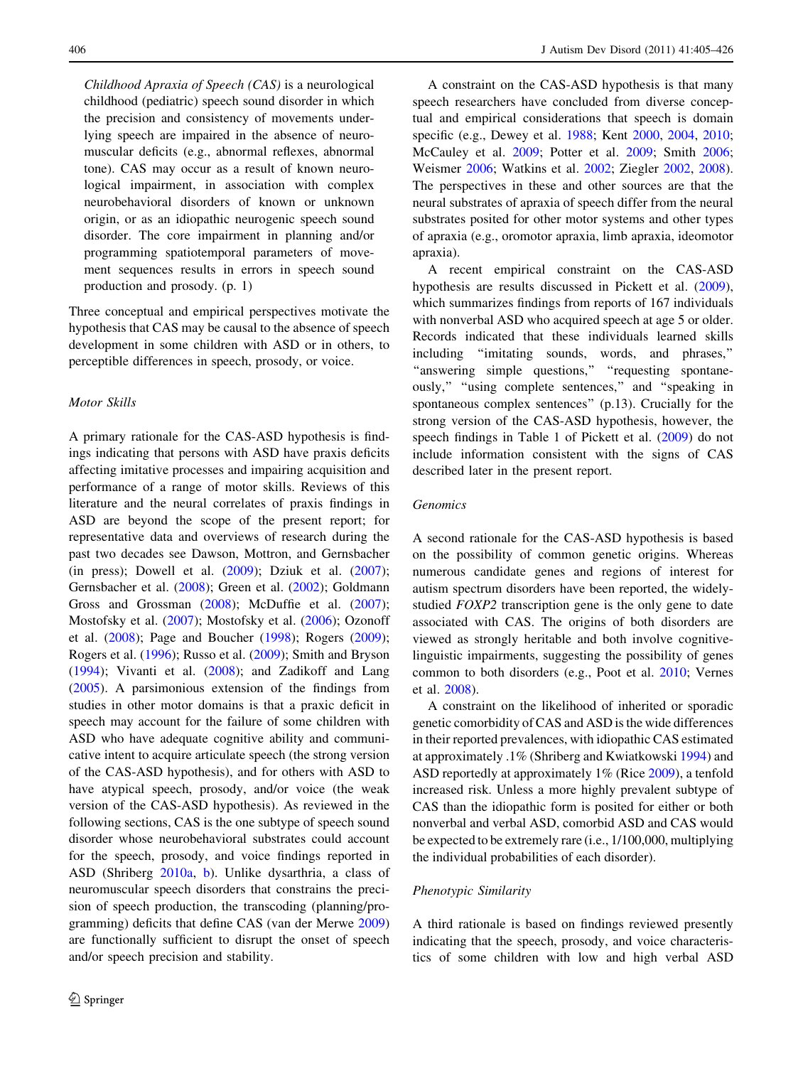> *Childhood Apraxia of Speech (CAS)* is a neurological childhood (pediatric) speech sound disorder in which the precision and consistency of movements underlying speech are impaired in the absence of neuromuscular deficits (e.g., abnormal reflexes, abnormal tone). CAS may occur as a result of known neurological impairment, in association with complex neurobehavioral disorders of known or unknown origin, or as an idiopathic neurogenic speech sound disorder. The core impairment in planning and/or programming spatiotemporal parameters of movement sequences results in errors in speech sound production and prosody. (p. 1)

Three conceptual and empirical perspectives motivate the hypothesis that CAS may be causal to the absence of speech development in some children with ASD or in others, to perceptible differences in speech, prosody, or voice.

### *Motor Skills*

A primary rationale for the CAS-ASD hypothesis is findings indicating that persons with ASD have praxis deficits affecting imitative processes and impairing acquisition and performance of a range of motor skills. Reviews of this literature and the neural correlates of praxis findings in ASD are beyond the scope of the present report; for representative data and overviews of research during the past two decades see Dawson, Mottron, and Gernsbacher (in press); Dowell et al. (2009); Dziuk et al. (2007); Gernsbacher et al. (2008); Green et al. (2002); Goldmann Gross and Grossman (2008); McDuffie et al. (2007); Mostofsky et al. (2007); Mostofsky et al. (2006); Ozonoff et al. (2008); Page and Boucher (1998); Rogers (2009); Rogers et al. (1996); Russo et al. (2009); Smith and Bryson (1994); Vivanti et al. (2008); and Zadikoff and Lang (2005). A parsimonious extension of the findings from studies in other motor domains is that a praxic deficit in speech may account for the failure of some children with ASD who have adequate cognitive ability and communicative intent to acquire articulate speech (the strong version of the CAS-ASD hypothesis), and for others with ASD to have atypical speech, prosody, and/or voice (the weak version of the CAS-ASD hypothesis). As reviewed in the following sections, CAS is the one subtype of speech sound disorder whose neurobehavioral substrates could account for the speech, prosody, and voice findings reported in ASD (Shriberg 2010a, b). Unlike dysarthria, a class of neuromuscular speech disorders that constrains the precision of speech production, the transcoding (planning/programming) deficits that define CAS (van der Merwe 2009) are functionally sufficient to disrupt the onset of speech and/or speech precision and stability.

A constraint on the CAS-ASD hypothesis is that many speech researchers have concluded from diverse conceptual and empirical considerations that speech is domain specific (e.g., Dewey et al. 1988; Kent 2000, 2004, 2010; McCauley et al. 2009; Potter et al. 2009; Smith 2006; Weismer 2006; Watkins et al. 2002; Ziegler 2002, 2008). The perspectives in these and other sources are that the neural substrates of apraxia of speech differ from the neural substrates posited for other motor systems and other types of apraxia (e.g., oromotor apraxia, limb apraxia, ideomotor apraxia).

A recent empirical constraint on the CAS-ASD hypothesis are results discussed in Pickett et al. (2009), which summarizes findings from reports of 167 individuals with nonverbal ASD who acquired speech at age 5 or older. Records indicated that these individuals learned skills including "imitating sounds, words, and phrases," "answering simple questions," "requesting spontaneously," "using complete sentences," and "speaking in spontaneous complex sentences" (p.13). Crucially for the strong version of the CAS-ASD hypothesis, however, the speech findings in Table 1 of Pickett et al. (2009) do not include information consistent with the signs of CAS described later in the present report.

### *Genomics*

A second rationale for the CAS-ASD hypothesis is based on the possibility of common genetic origins. Whereas numerous candidate genes and regions of interest for autism spectrum disorders have been reported, the widely-studied *FOXP2* transcription gene is the only gene to date associated with CAS. The origins of both disorders are viewed as strongly heritable and both involve cognitive-linguistic impairments, suggesting the possibility of genes common to both disorders (e.g., Poot et al. 2010; Vernes et al. 2008).

A constraint on the likelihood of inherited or sporadic genetic comorbidity of CAS and ASD is the wide differences in their reported prevalences, with idiopathic CAS estimated at approximately .1% (Shriberg and Kwiatkowski 1994) and ASD reportedly at approximately 1% (Rice 2009), a tenfold increased risk. Unless a more highly prevalent subtype of CAS than the idiopathic form is posited for either or both nonverbal and verbal ASD, comorbid ASD and CAS would be expected to be extremely rare (i.e., 1/100,000, multiplying the individual probabilities of each disorder).

### *Phenotypic Similarity*

A third rationale is based on findings reviewed presently indicating that the speech, prosody, and voice characteristics of some children with low and high verbal ASD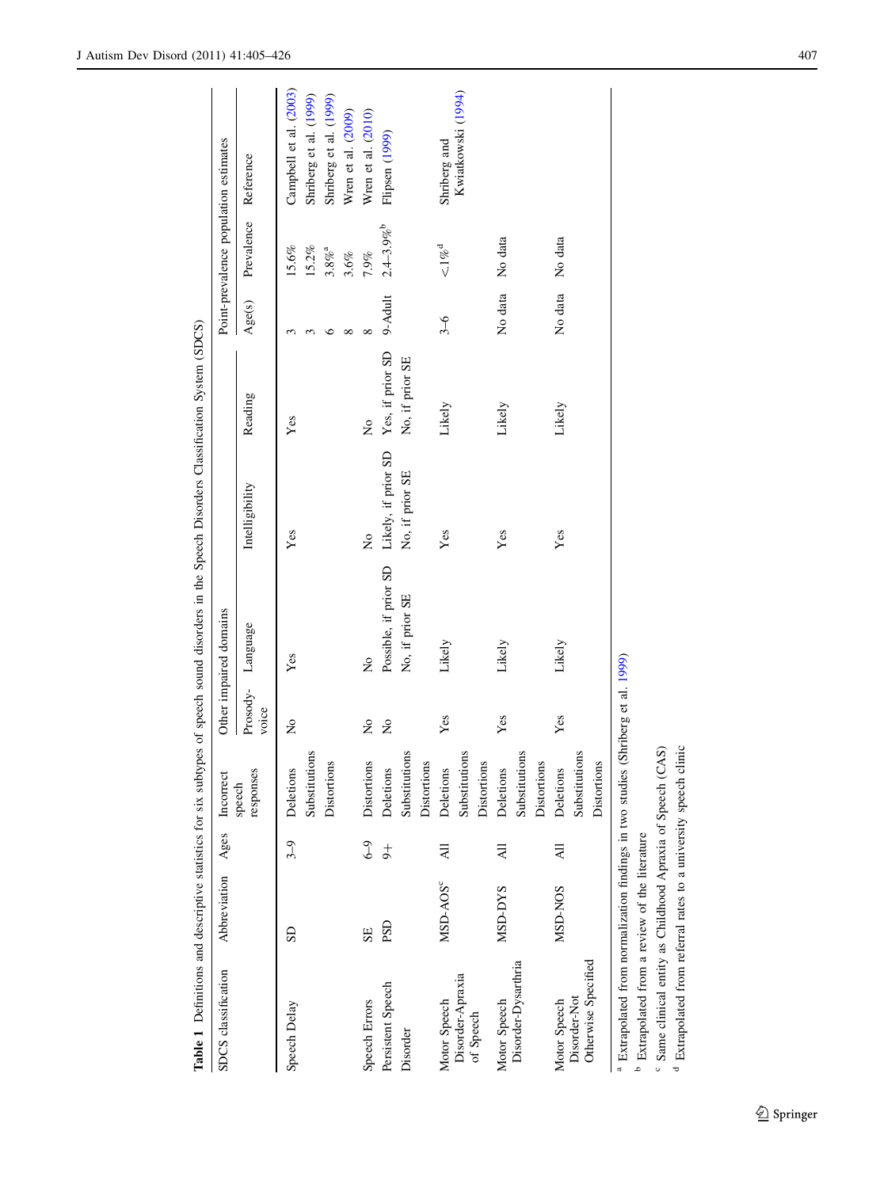**Table 1** Definitions and descriptive statistics for six subtypes of speech sound disorders in the Speech Disorders Classification System (SDCS)

| SDCS classification | Abbreviation | Ages | Incorrect speech responses | Other impaired domains | | | | Point-prevalence population estimates | | |
|---|---|---|---|---|---|---|---|---|---|---|
| | | | | Prosody-voice | Language | Intelligibility | Reading | Age(s) | Prevalence | Reference |
| Speech Delay | SD | 3–9 | Deletions Substitutions Distortions | No | Yes | Yes | Yes | 3 | 15.6% | Campbell et al. (2003) |
| | | | | | | | | 3 | 15.2% | Shriberg et al. (1999) |
| | | | | | | | | 6 | 3.8%[a] | Shriberg et al. (1999) |
| | | | | | | | | 8 | 3.6% | Wren et al. (2009) |
| Speech Errors | SE | 6–9 | Distortions | No | No | No | No | 8 | 7.9% | Wren et al. (2010) |
| Persistent Speech Disorder | PSD | 9+ | Deletions Substitutions Distortions | No | Possible, if prior SD No, if prior SE | Likely, if prior SD No, if prior SE | Yes, if prior SD No, if prior SE | 9-Adult | 2.4–3.9%[b] | Flipsen (1999) |
| Motor Speech Disorder-Apraxia of Speech | MSD-AOS[c] | All | Deletions Substitutions Distortions | Yes | Likely | Yes | Likely | 3–6 | <1%[d] | Shriberg and Kwiatkowski (1994) |
| Motor Speech Disorder-Dysarthria | MSD-DYS | All | Deletions Substitutions Distortions | Yes | Likely | Yes | Likely | No data | No data | |
| Motor Speech Disorder-Not Otherwise Specified | MSD-NOS | All | Deletions Substitutions Distortions | Yes | Likely | Yes | Likely | No data | No data | |

[a] Extrapolated from normalization findings in two studies (Shriberg et al. 1999)

[b] Extrapolated from a review of the literature

[c] Same clinical entity as Childhood Apraxia of Speech (CAS)

[d] Extrapolated from referral rates to a university speech clinic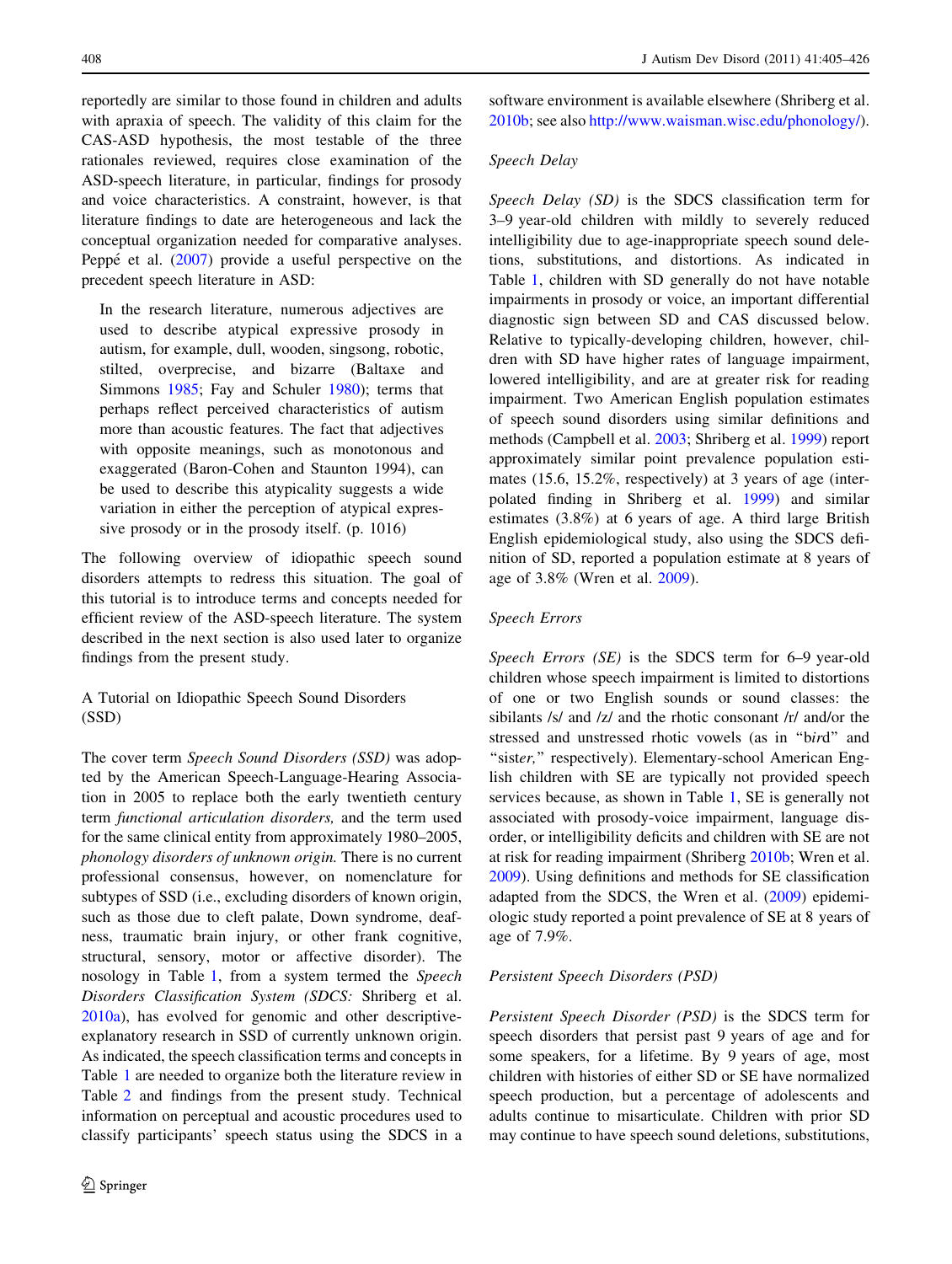reportedly are similar to those found in children and adults with apraxia of speech. The validity of this claim for the CAS-ASD hypothesis, the most testable of the three rationales reviewed, requires close examination of the ASD-speech literature, in particular, findings for prosody and voice characteristics. A constraint, however, is that literature findings to date are heterogeneous and lack the conceptual organization needed for comparative analyses. Peppé et al. (2007) provide a useful perspective on the precedent speech literature in ASD:

> In the research literature, numerous adjectives are used to describe atypical expressive prosody in autism, for example, dull, wooden, singsong, robotic, stilted, overprecise, and bizarre (Baltaxe and Simmons 1985; Fay and Schuler 1980); terms that perhaps reflect perceived characteristics of autism more than acoustic features. The fact that adjectives with opposite meanings, such as monotonous and exaggerated (Baron-Cohen and Staunton 1994), can be used to describe this atypicality suggests a wide variation in either the perception of atypical expressive prosody or in the prosody itself. (p. 1016)

The following overview of idiopathic speech sound disorders attempts to redress this situation. The goal of this tutorial is to introduce terms and concepts needed for efficient review of the ASD-speech literature. The system described in the next section is also used later to organize findings from the present study.

## A Tutorial on Idiopathic Speech Sound Disorders (SSD)

The cover term *Speech Sound Disorders (SSD)* was adopted by the American Speech-Language-Hearing Association in 2005 to replace both the early twentieth century term *functional articulation disorders,* and the term used for the same clinical entity from approximately 1980–2005, *phonology disorders of unknown origin.* There is no current professional consensus, however, on nomenclature for subtypes of SSD (i.e., excluding disorders of known origin, such as those due to cleft palate, Down syndrome, deafness, traumatic brain injury, or other frank cognitive, structural, sensory, motor or affective disorder). The nosology in Table 1, from a system termed the *Speech Disorders Classification System (SDCS:* Shriberg et al. 2010a), has evolved for genomic and other descriptive-explanatory research in SSD of currently unknown origin. As indicated, the speech classification terms and concepts in Table 1 are needed to organize both the literature review in Table 2 and findings from the present study. Technical information on perceptual and acoustic procedures used to classify participants' speech status using the SDCS in a software environment is available elsewhere (Shriberg et al. 2010b; see also http://www.waisman.wisc.edu/phonology/).

### Speech Delay

*Speech Delay (SD)* is the SDCS classification term for 3–9 year-old children with mildly to severely reduced intelligibility due to age-inappropriate speech sound deletions, substitutions, and distortions. As indicated in Table 1, children with SD generally do not have notable impairments in prosody or voice, an important differential diagnostic sign between SD and CAS discussed below. Relative to typically-developing children, however, children with SD have higher rates of language impairment, lowered intelligibility, and are at greater risk for reading impairment. Two American English population estimates of speech sound disorders using similar definitions and methods (Campbell et al. 2003; Shriberg et al. 1999) report approximately similar point prevalence population estimates (15.6, 15.2%, respectively) at 3 years of age (interpolated finding in Shriberg et al. 1999) and similar estimates (3.8%) at 6 years of age. A third large British English epidemiological study, also using the SDCS definition of SD, reported a population estimate at 8 years of age of 3.8% (Wren et al. 2009).

### Speech Errors

*Speech Errors (SE)* is the SDCS term for 6–9 year-old children whose speech impairment is limited to distortions of one or two English sounds or sound classes: the sibilants /s/ and /z/ and the rhotic consonant /r/ and/or the stressed and unstressed rhotic vowels (as in "b*ir*d" and "sist*er,*" respectively). Elementary-school American English children with SE are typically not provided speech services because, as shown in Table 1, SE is generally not associated with prosody-voice impairment, language disorder, or intelligibility deficits and children with SE are not at risk for reading impairment (Shriberg 2010b; Wren et al. 2009). Using definitions and methods for SE classification adapted from the SDCS, the Wren et al. (2009) epidemiologic study reported a point prevalence of SE at 8 years of age of 7.9%.

### Persistent Speech Disorders (PSD)

*Persistent Speech Disorder (PSD)* is the SDCS term for speech disorders that persist past 9 years of age and for some speakers, for a lifetime. By 9 years of age, most children with histories of either SD or SE have normalized speech production, but a percentage of adolescents and adults continue to misarticulate. Children with prior SD may continue to have speech sound deletions, substitutions,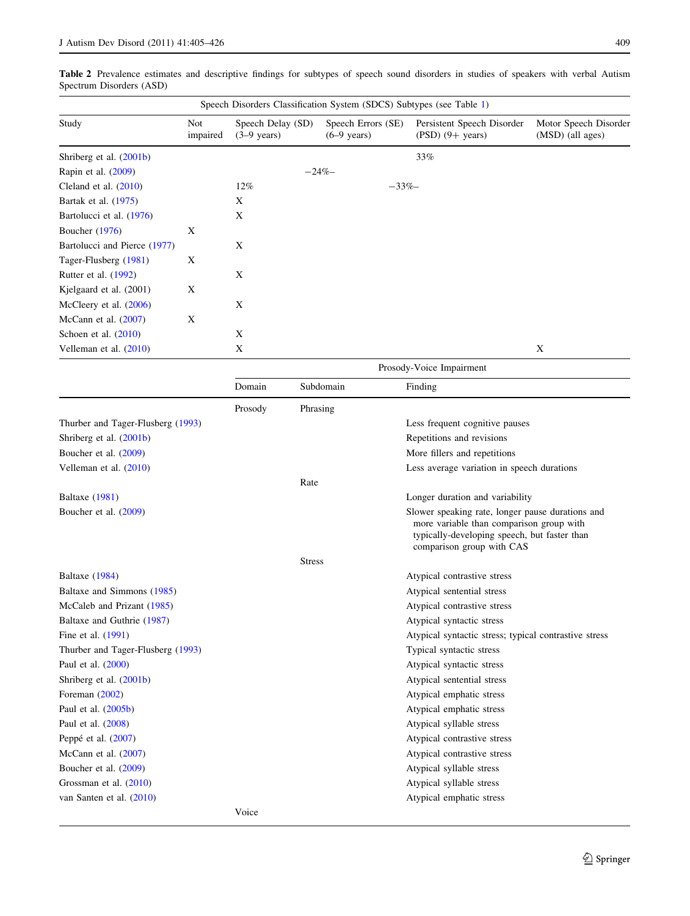**Table 2** Prevalence estimates and descriptive findings for subtypes of speech sound disorders in studies of speakers with verbal Autism Spectrum Disorders (ASD)

| | Speech Disorders Classification System (SDCS) Subtypes (see Table 1) | | | | |
|---|---|---|---|---|---|
| Study | Not impaired | Speech Delay (SD) (3–9 years) | Speech Errors (SE) (6–9 years) | Persistent Speech Disorder (PSD) (9+ years) | Motor Speech Disorder (MSD) (all ages) |
| Shriberg et al. (2001b) | | | | 33% | |
| Rapin et al. (2009) | | –24%– | | | |
| Cleland et al. (2010) | | 12% | –33%– | | |
| Bartak et al. (1975) | | X | | | |
| Bartolucci et al. (1976) | | X | | | |
| Boucher (1976) | X | | | | |
| Bartolucci and Pierce (1977) | | X | | | |
| Tager-Flusberg (1981) | X | | | | |
| Rutter et al. (1992) | | X | | | |
| Kjelgaard et al. (2001) | X | | | | |
| McCleery et al. (2006) | | X | | | |
| McCann et al. (2007) | X | | | | |
| Schoen et al. (2010) | | X | | | |
| Velleman et al. (2010) | | X | | | X |

| | Prosody-Voice Impairment | | |
|---|---|---|---|
| | Domain | Subdomain | Finding |
| | Prosody | Phrasing | |
| Thurber and Tager-Flusberg (1993) | | | Less frequent cognitive pauses |
| Shriberg et al. (2001b) | | | Repetitions and revisions |
| Boucher et al. (2009) | | | More fillers and repetitions |
| Velleman et al. (2010) | | | Less average variation in speech durations |
| | | Rate | |
| Baltaxe (1981) | | | Longer duration and variability |
| Boucher et al. (2009) | | | Slower speaking rate, longer pause durations and more variable than comparison group with typically-developing speech, but faster than comparison group with CAS |
| | | Stress | |
| Baltaxe (1984) | | | Atypical contrastive stress |
| Baltaxe and Simmons (1985) | | | Atypical sentential stress |
| McCaleb and Prizant (1985) | | | Atypical contrastive stress |
| Baltaxe and Guthrie (1987) | | | Atypical syntactic stress |
| Fine et al. (1991) | | | Atypical syntactic stress; typical contrastive stress |
| Thurber and Tager-Flusberg (1993) | | | Typical syntactic stress |
| Paul et al. (2000) | | | Atypical syntactic stress |
| Shriberg et al. (2001b) | | | Atypical sentential stress |
| Foreman (2002) | | | Atypical emphatic stress |
| Paul et al. (2005b) | | | Atypical emphatic stress |
| Paul et al. (2008) | | | Atypical syllable stress |
| Peppé et al. (2007) | | | Atypical contrastive stress |
| McCann et al. (2007) | | | Atypical contrastive stress |
| Boucher et al. (2009) | | | Atypical syllable stress |
| Grossman et al. (2010) | | | Atypical syllable stress |
| van Santen et al. (2010) | | | Atypical emphatic stress |
| | Voice | | |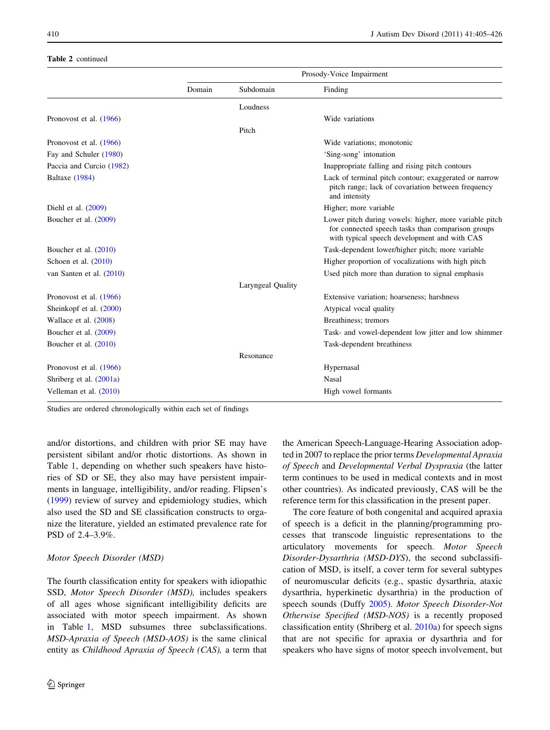**Table 2** continued

| | Prosody-Voice Impairment | | |
|---|---|---|---|
| | Domain | Subdomain | Finding |
| | | Loudness | |
| Pronovost et al. (1966) | | | Wide variations |
| | | Pitch | |
| Pronovost et al. (1966) | | | Wide variations; monotonic |
| Fay and Schuler (1980) | | | 'Sing-song' intonation |
| Paccia and Curcio (1982) | | | Inappropriate falling and rising pitch contours |
| Baltaxe (1984) | | | Lack of terminal pitch contour; exaggerated or narrow pitch range; lack of covariation between frequency and intensity |
| Diehl et al. (2009) | | | Higher; more variable |
| Boucher et al. (2009) | | | Lower pitch during vowels: higher, more variable pitch for connected speech tasks than comparison groups with typical speech development and with CAS |
| Boucher et al. (2010) | | | Task-dependent lower/higher pitch; more variable |
| Schoen et al. (2010) | | | Higher proportion of vocalizations with high pitch |
| van Santen et al. (2010) | | | Used pitch more than duration to signal emphasis |
| | | Laryngeal Quality | |
| Pronovost et al. (1966) | | | Extensive variation; hoarseness; harshness |
| Sheinkopf et al. (2000) | | | Atypical vocal quality |
| Wallace et al. (2008) | | | Breathiness; tremors |
| Boucher et al. (2009) | | | Task- and vowel-dependent low jitter and low shimmer |
| Boucher et al. (2010) | | | Task-dependent breathiness |
| | | Resonance | |
| Pronovost et al. (1966) | | | Hypernasal |
| Shriberg et al. (2001a) | | | Nasal |
| Velleman et al. (2010) | | | High vowel formants |

Studies are ordered chronologically within each set of findings

and/or distortions, and children with prior SE may have persistent sibilant and/or rhotic distortions. As shown in Table 1, depending on whether such speakers have histories of SD or SE, they also may have persistent impairments in language, intelligibility, and/or reading. Flipsen's (1999) review of survey and epidemiology studies, which also used the SD and SE classification constructs to organize the literature, yielded an estimated prevalence rate for PSD of 2.4–3.9%.

*Motor Speech Disorder (MSD)*

The fourth classification entity for speakers with idiopathic SSD, *Motor Speech Disorder (MSD),* includes speakers of all ages whose significant intelligibility deficits are associated with motor speech impairment. As shown in Table 1, MSD subsumes three subclassifications. *MSD-Apraxia of Speech (MSD-AOS)* is the same clinical entity as *Childhood Apraxia of Speech (CAS),* a term that the American Speech-Language-Hearing Association adopted in 2007 to replace the prior terms *Developmental Apraxia of Speech* and *Developmental Verbal Dyspraxia* (the latter term continues to be used in medical contexts and in most other countries). As indicated previously, CAS will be the reference term for this classification in the present paper.

The core feature of both congenital and acquired apraxia of speech is a deficit in the planning/programming processes that transcode linguistic representations to the articulatory movements for speech. *Motor Speech Disorder-Dysarthria (MSD-DYS)*, the second subclassification of MSD, is itself, a cover term for several subtypes of neuromuscular deficits (e.g., spastic dysarthria, ataxic dysarthria, hyperkinetic dysarthria) in the production of speech sounds (Duffy 2005). *Motor Speech Disorder-Not Otherwise Specified (MSD-NOS)* is a recently proposed classification entity (Shriberg et al. 2010a) for speech signs that are not specific for apraxia or dysarthria and for speakers who have signs of motor speech involvement, but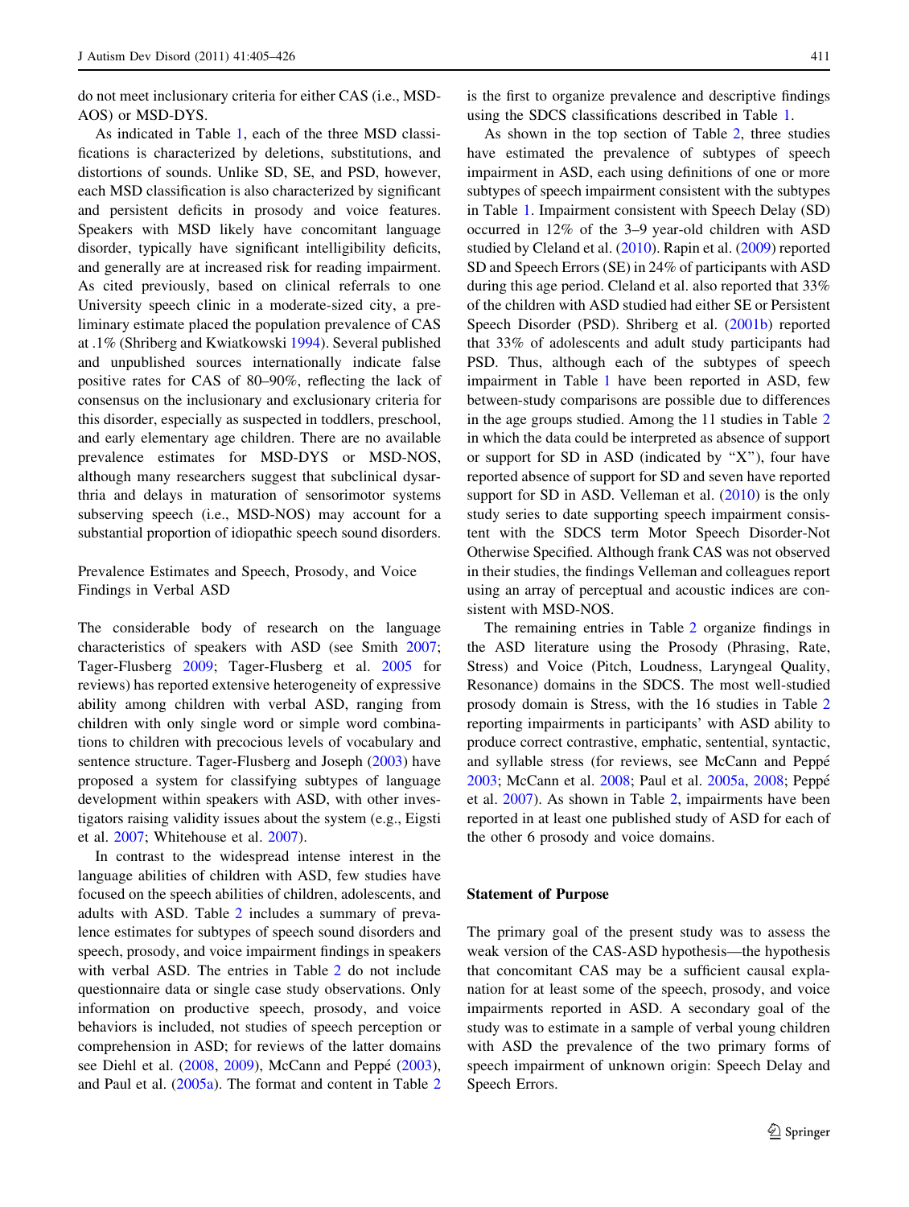do not meet inclusionary criteria for either CAS (i.e., MSD-AOS) or MSD-DYS.

As indicated in Table 1, each of the three MSD classifications is characterized by deletions, substitutions, and distortions of sounds. Unlike SD, SE, and PSD, however, each MSD classification is also characterized by significant and persistent deficits in prosody and voice features. Speakers with MSD likely have concomitant language disorder, typically have significant intelligibility deficits, and generally are at increased risk for reading impairment. As cited previously, based on clinical referrals to one University speech clinic in a moderate-sized city, a preliminary estimate placed the population prevalence of CAS at .1% (Shriberg and Kwiatkowski 1994). Several published and unpublished sources internationally indicate false positive rates for CAS of 80–90%, reflecting the lack of consensus on the inclusionary and exclusionary criteria for this disorder, especially as suspected in toddlers, preschool, and early elementary age children. There are no available prevalence estimates for MSD-DYS or MSD-NOS, although many researchers suggest that subclinical dysarthria and delays in maturation of sensorimotor systems subserving speech (i.e., MSD-NOS) may account for a substantial proportion of idiopathic speech sound disorders.

Prevalence Estimates and Speech, Prosody, and Voice Findings in Verbal ASD

The considerable body of research on the language characteristics of speakers with ASD (see Smith 2007; Tager-Flusberg 2009; Tager-Flusberg et al. 2005 for reviews) has reported extensive heterogeneity of expressive ability among children with verbal ASD, ranging from children with only single word or simple word combinations to children with precocious levels of vocabulary and sentence structure. Tager-Flusberg and Joseph (2003) have proposed a system for classifying subtypes of language development within speakers with ASD, with other investigators raising validity issues about the system (e.g., Eigsti et al. 2007; Whitehouse et al. 2007).

In contrast to the widespread intense interest in the language abilities of children with ASD, few studies have focused on the speech abilities of children, adolescents, and adults with ASD. Table 2 includes a summary of prevalence estimates for subtypes of speech sound disorders and speech, prosody, and voice impairment findings in speakers with verbal ASD. The entries in Table 2 do not include questionnaire data or single case study observations. Only information on productive speech, prosody, and voice behaviors is included, not studies of speech perception or comprehension in ASD; for reviews of the latter domains see Diehl et al. (2008, 2009), McCann and Peppé (2003), and Paul et al. (2005a). The format and content in Table 2 is the first to organize prevalence and descriptive findings using the SDCS classifications described in Table 1.

As shown in the top section of Table 2, three studies have estimated the prevalence of subtypes of speech impairment in ASD, each using definitions of one or more subtypes of speech impairment consistent with the subtypes in Table 1. Impairment consistent with Speech Delay (SD) occurred in 12% of the 3–9 year-old children with ASD studied by Cleland et al. (2010). Rapin et al. (2009) reported SD and Speech Errors (SE) in 24% of participants with ASD during this age period. Cleland et al. also reported that 33% of the children with ASD studied had either SE or Persistent Speech Disorder (PSD). Shriberg et al. (2001b) reported that 33% of adolescents and adult study participants had PSD. Thus, although each of the subtypes of speech impairment in Table 1 have been reported in ASD, few between-study comparisons are possible due to differences in the age groups studied. Among the 11 studies in Table 2 in which the data could be interpreted as absence of support or support for SD in ASD (indicated by "X"), four have reported absence of support for SD and seven have reported support for SD in ASD. Velleman et al. (2010) is the only study series to date supporting speech impairment consistent with the SDCS term Motor Speech Disorder-Not Otherwise Specified. Although frank CAS was not observed in their studies, the findings Velleman and colleagues report using an array of perceptual and acoustic indices are consistent with MSD-NOS.

The remaining entries in Table 2 organize findings in the ASD literature using the Prosody (Phrasing, Rate, Stress) and Voice (Pitch, Loudness, Laryngeal Quality, Resonance) domains in the SDCS. The most well-studied prosody domain is Stress, with the 16 studies in Table 2 reporting impairments in participants' with ASD ability to produce correct contrastive, emphatic, sentential, syntactic, and syllable stress (for reviews, see McCann and Peppé 2003; McCann et al. 2008; Paul et al. 2005a, 2008; Peppé et al. 2007). As shown in Table 2, impairments have been reported in at least one published study of ASD for each of the other 6 prosody and voice domains.

## Statement of Purpose

The primary goal of the present study was to assess the weak version of the CAS-ASD hypothesis—the hypothesis that concomitant CAS may be a sufficient causal explanation for at least some of the speech, prosody, and voice impairments reported in ASD. A secondary goal of the study was to estimate in a sample of verbal young children with ASD the prevalence of the two primary forms of speech impairment of unknown origin: Speech Delay and Speech Errors.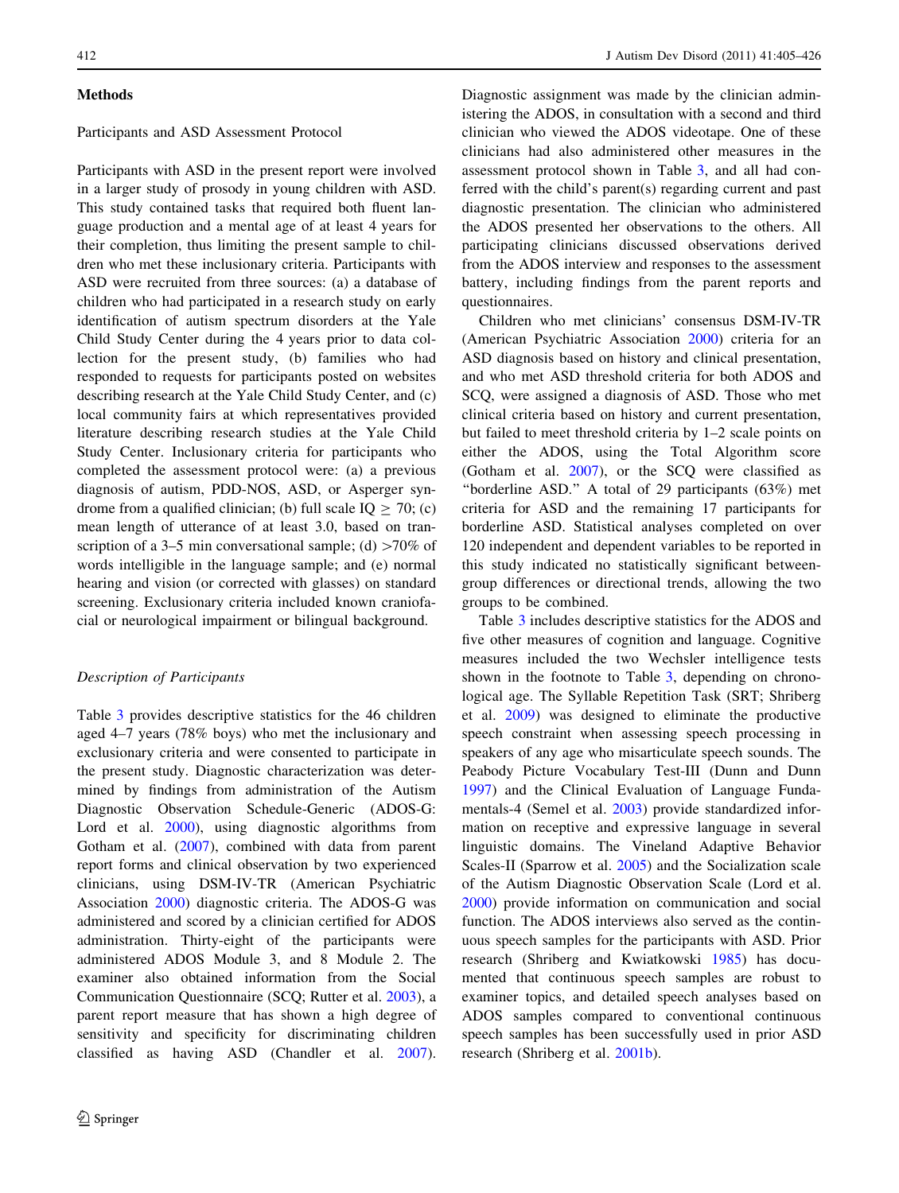## Methods

### Participants and ASD Assessment Protocol

Participants with ASD in the present report were involved in a larger study of prosody in young children with ASD. This study contained tasks that required both fluent language production and a mental age of at least 4 years for their completion, thus limiting the present sample to children who met these inclusionary criteria. Participants with ASD were recruited from three sources: (a) a database of children who had participated in a research study on early identification of autism spectrum disorders at the Yale Child Study Center during the 4 years prior to data collection for the present study, (b) families who had responded to requests for participants posted on websites describing research at the Yale Child Study Center, and (c) local community fairs at which representatives provided literature describing research studies at the Yale Child Study Center. Inclusionary criteria for participants who completed the assessment protocol were: (a) a previous diagnosis of autism, PDD-NOS, ASD, or Asperger syndrome from a qualified clinician; (b) full scale IQ $\geq$ 70; (c) mean length of utterance of at least 3.0, based on transcription of a 3–5 min conversational sample; (d) >70% of words intelligible in the language sample; and (e) normal hearing and vision (or corrected with glasses) on standard screening. Exclusionary criteria included known craniofacial or neurological impairment or bilingual background.

#### *Description of Participants*

Table 3 provides descriptive statistics for the 46 children aged 4–7 years (78% boys) who met the inclusionary and exclusionary criteria and were consented to participate in the present study. Diagnostic characterization was determined by findings from administration of the Autism Diagnostic Observation Schedule-Generic (ADOS-G: Lord et al. 2000), using diagnostic algorithms from Gotham et al. (2007), combined with data from parent report forms and clinical observation by two experienced clinicians, using DSM-IV-TR (American Psychiatric Association 2000) diagnostic criteria. The ADOS-G was administered and scored by a clinician certified for ADOS administration. Thirty-eight of the participants were administered ADOS Module 3, and 8 Module 2. The examiner also obtained information from the Social Communication Questionnaire (SCQ; Rutter et al. 2003), a parent report measure that has shown a high degree of sensitivity and specificity for discriminating children classified as having ASD (Chandler et al. 2007). Diagnostic assignment was made by the clinician administering the ADOS, in consultation with a second and third clinician who viewed the ADOS videotape. One of these clinicians had also administered other measures in the assessment protocol shown in Table 3, and all had conferred with the child's parent(s) regarding current and past diagnostic presentation. The clinician who administered the ADOS presented her observations to the others. All participating clinicians discussed observations derived from the ADOS interview and responses to the assessment battery, including findings from the parent reports and questionnaires.

Children who met clinicians' consensus DSM-IV-TR (American Psychiatric Association 2000) criteria for an ASD diagnosis based on history and clinical presentation, and who met ASD threshold criteria for both ADOS and SCQ, were assigned a diagnosis of ASD. Those who met clinical criteria based on history and current presentation, but failed to meet threshold criteria by 1–2 scale points on either the ADOS, using the Total Algorithm score (Gotham et al. 2007), or the SCQ were classified as "borderline ASD." A total of 29 participants (63%) met criteria for ASD and the remaining 17 participants for borderline ASD. Statistical analyses completed on over 120 independent and dependent variables to be reported in this study indicated no statistically significant between-group differences or directional trends, allowing the two groups to be combined.

Table 3 includes descriptive statistics for the ADOS and five other measures of cognition and language. Cognitive measures included the two Wechsler intelligence tests shown in the footnote to Table 3, depending on chronological age. The Syllable Repetition Task (SRT; Shriberg et al. 2009) was designed to eliminate the productive speech constraint when assessing speech processing in speakers of any age who misarticulate speech sounds. The Peabody Picture Vocabulary Test-III (Dunn and Dunn 1997) and the Clinical Evaluation of Language Fundamentals-4 (Semel et al. 2003) provide standardized information on receptive and expressive language in several linguistic domains. The Vineland Adaptive Behavior Scales-II (Sparrow et al. 2005) and the Socialization scale of the Autism Diagnostic Observation Scale (Lord et al. 2000) provide information on communication and social function. The ADOS interviews also served as the continuous speech samples for the participants with ASD. Prior research (Shriberg and Kwiatkowski 1985) has documented that continuous speech samples are robust to examiner topics, and detailed speech analyses based on ADOS samples compared to conventional continuous speech samples has been successfully used in prior ASD research (Shriberg et al. 2001b).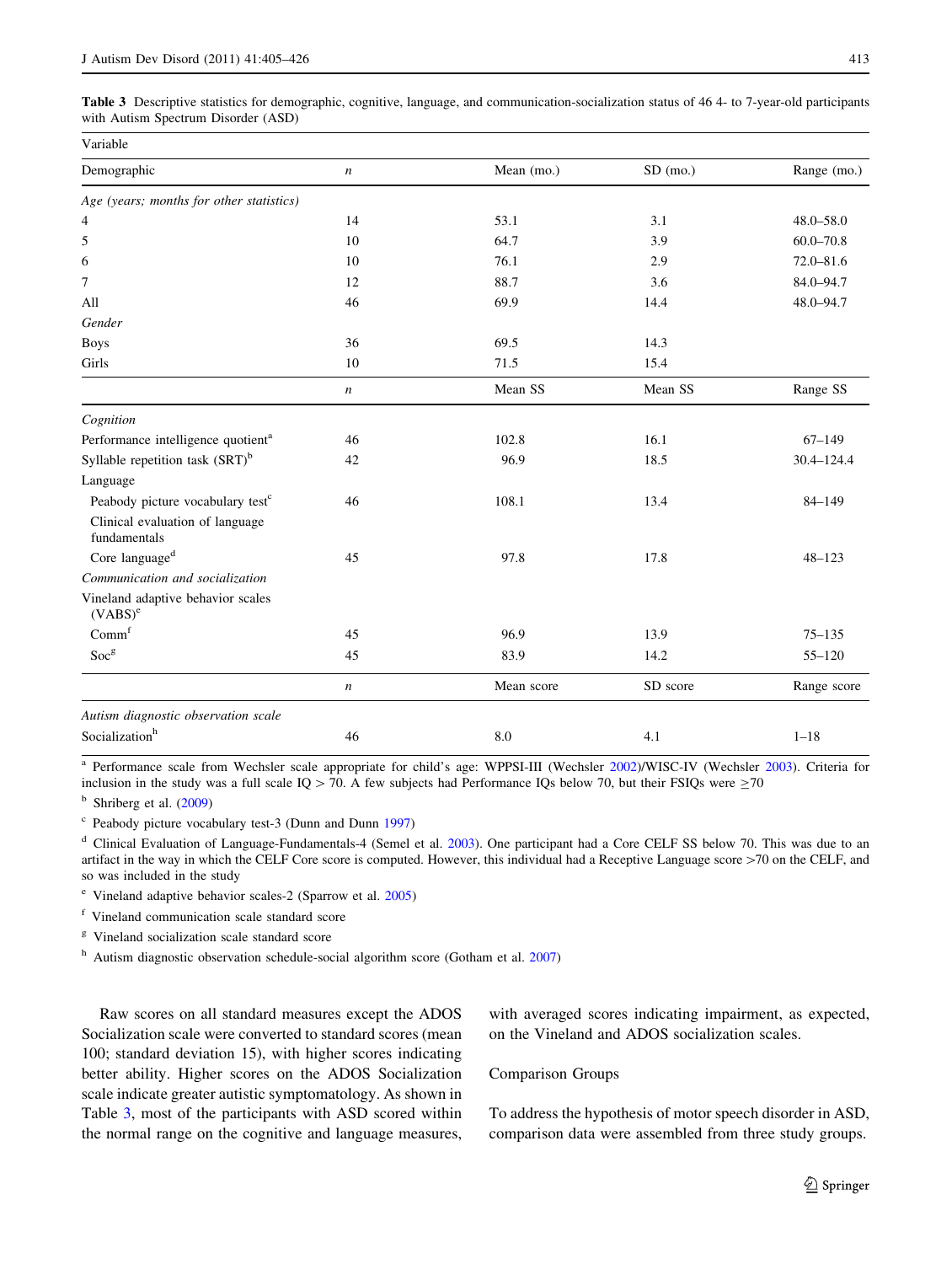Table 3 Descriptive statistics for demographic, cognitive, language, and communication-socialization status of 46 4- to 7-year-old participants with Autism Spectrum Disorder (ASD)

| Variable | | | | |
|---|---|---|---|---|
| Demographic | *n* | Mean (mo.) | SD (mo.) | Range (mo.) |
| *Age (years; months for other statistics)* | | | | |
| 4 | 14 | 53.1 | 3.1 | 48.0–58.0 |
| 5 | 10 | 64.7 | 3.9 | 60.0–70.8 |
| 6 | 10 | 76.1 | 2.9 | 72.0–81.6 |
| 7 | 12 | 88.7 | 3.6 | 84.0–94.7 |
| All | 46 | 69.9 | 14.4 | 48.0–94.7 |
| *Gender* | | | | |
| Boys | 36 | 69.5 | 14.3 | |
| Girls | 10 | 71.5 | 15.4 | |
| | *n* | Mean SS | Mean SS | Range SS |
| *Cognition* | | | | |
| Performance intelligence quotient[a] | 46 | 102.8 | 16.1 | 67–149 |
| Syllable repetition task (SRT)[b] | 42 | 96.9 | 18.5 | 30.4–124.4 |
| Language | | | | |
| Peabody picture vocabulary test[c] | 46 | 108.1 | 13.4 | 84–149 |
| Clinical evaluation of language fundamentals | | | | |
| Core language[d] | 45 | 97.8 | 17.8 | 48–123 |
| *Communication and socialization* | | | | |
| Vineland adaptive behavior scales (VABS)[e] | | | | |
| Comm[f] | 45 | 96.9 | 13.9 | 75–135 |
| Soc[g] | 45 | 83.9 | 14.2 | 55–120 |
| | *n* | Mean score | SD score | Range score |
| *Autism diagnostic observation scale* | | | | |
| Socialization[h] | 46 | 8.0 | 4.1 | 1–18 |

[a] Performance scale from Wechsler scale appropriate for child's age: WPPSI-III (Wechsler 2002)/WISC-IV (Wechsler 2003). Criteria for inclusion in the study was a full scale IQ > 70. A few subjects had Performance IQs below 70, but their FSIQs were ≥70

[b] Shriberg et al. (2009)

[c] Peabody picture vocabulary test-3 (Dunn and Dunn 1997)

[d] Clinical Evaluation of Language-Fundamentals-4 (Semel et al. 2003). One participant had a Core CELF SS below 70. This was due to an artifact in the way in which the CELF Core score is computed. However, this individual had a Receptive Language score >70 on the CELF, and so was included in the study

[e] Vineland adaptive behavior scales-2 (Sparrow et al. 2005)

[f] Vineland communication scale standard score

[g] Vineland socialization scale standard score

[h] Autism diagnostic observation schedule-social algorithm score (Gotham et al. 2007)

Raw scores on all standard measures except the ADOS Socialization scale were converted to standard scores (mean 100; standard deviation 15), with higher scores indicating better ability. Higher scores on the ADOS Socialization scale indicate greater autistic symptomatology. As shown in Table 3, most of the participants with ASD scored within the normal range on the cognitive and language measures, with averaged scores indicating impairment, as expected, on the Vineland and ADOS socialization scales.

### Comparison Groups

To address the hypothesis of motor speech disorder in ASD, comparison data were assembled from three study groups.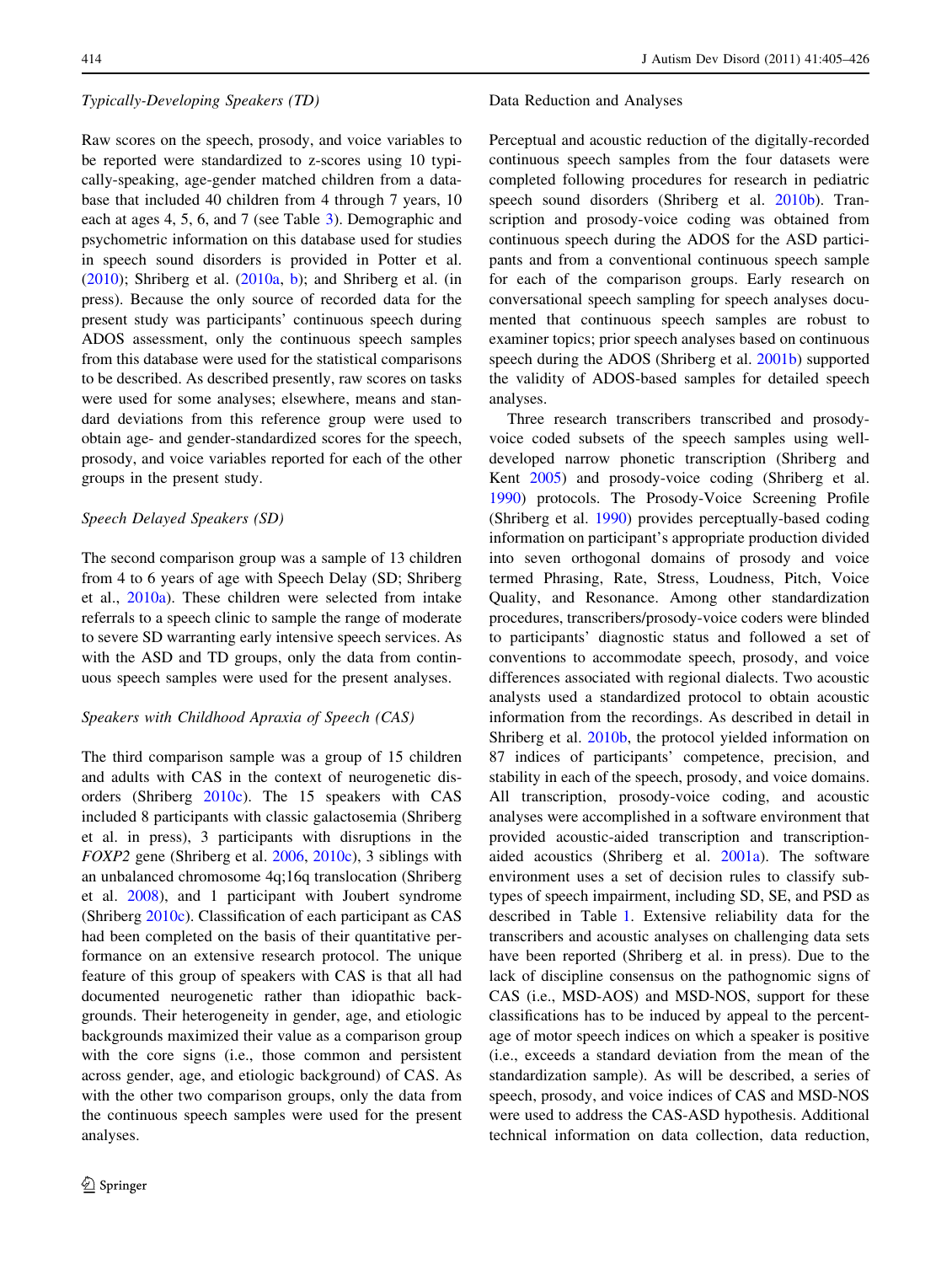*Typically-Developing Speakers (TD)*

Raw scores on the speech, prosody, and voice variables to be reported were standardized to z-scores using 10 typically-speaking, age-gender matched children from a database that included 40 children from 4 through 7 years, 10 each at ages 4, 5, 6, and 7 (see Table 3). Demographic and psychometric information on this database used for studies in speech sound disorders is provided in Potter et al. (2010); Shriberg et al. (2010a, b); and Shriberg et al. (in press). Because the only source of recorded data for the present study was participants' continuous speech during ADOS assessment, only the continuous speech samples from this database were used for the statistical comparisons to be described. As described presently, raw scores on tasks were used for some analyses; elsewhere, means and standard deviations from this reference group were used to obtain age- and gender-standardized scores for the speech, prosody, and voice variables reported for each of the other groups in the present study.

*Speech Delayed Speakers (SD)*

The second comparison group was a sample of 13 children from 4 to 6 years of age with Speech Delay (SD; Shriberg et al., 2010a). These children were selected from intake referrals to a speech clinic to sample the range of moderate to severe SD warranting early intensive speech services. As with the ASD and TD groups, only the data from continuous speech samples were used for the present analyses.

*Speakers with Childhood Apraxia of Speech (CAS)*

The third comparison sample was a group of 15 children and adults with CAS in the context of neurogenetic disorders (Shriberg 2010c). The 15 speakers with CAS included 8 participants with classic galactosemia (Shriberg et al. in press), 3 participants with disruptions in the *FOXP2* gene (Shriberg et al. 2006, 2010c), 3 siblings with an unbalanced chromosome 4q;16q translocation (Shriberg et al. 2008), and 1 participant with Joubert syndrome (Shriberg 2010c). Classification of each participant as CAS had been completed on the basis of their quantitative performance on an extensive research protocol. The unique feature of this group of speakers with CAS is that all had documented neurogenetic rather than idiopathic backgrounds. Their heterogeneity in gender, age, and etiologic backgrounds maximized their value as a comparison group with the core signs (i.e., those common and persistent across gender, age, and etiologic background) of CAS. As with the other two comparison groups, only the data from the continuous speech samples were used for the present analyses.

Data Reduction and Analyses

Perceptual and acoustic reduction of the digitally-recorded continuous speech samples from the four datasets were completed following procedures for research in pediatric speech sound disorders (Shriberg et al. 2010b). Transcription and prosody-voice coding was obtained from continuous speech during the ADOS for the ASD participants and from a conventional continuous speech sample for each of the comparison groups. Early research on conversational speech sampling for speech analyses documented that continuous speech samples are robust to examiner topics; prior speech analyses based on continuous speech during the ADOS (Shriberg et al. 2001b) supported the validity of ADOS-based samples for detailed speech analyses.

Three research transcribers transcribed and prosody-voice coded subsets of the speech samples using well-developed narrow phonetic transcription (Shriberg and Kent 2005) and prosody-voice coding (Shriberg et al. 1990) protocols. The Prosody-Voice Screening Profile (Shriberg et al. 1990) provides perceptually-based coding information on participant's appropriate production divided into seven orthogonal domains of prosody and voice termed Phrasing, Rate, Stress, Loudness, Pitch, Voice Quality, and Resonance. Among other standardization procedures, transcribers/prosody-voice coders were blinded to participants' diagnostic status and followed a set of conventions to accommodate speech, prosody, and voice differences associated with regional dialects. Two acoustic analysts used a standardized protocol to obtain acoustic information from the recordings. As described in detail in Shriberg et al. 2010b, the protocol yielded information on 87 indices of participants' competence, precision, and stability in each of the speech, prosody, and voice domains. All transcription, prosody-voice coding, and acoustic analyses were accomplished in a software environment that provided acoustic-aided transcription and transcription-aided acoustics (Shriberg et al. 2001a). The software environment uses a set of decision rules to classify subtypes of speech impairment, including SD, SE, and PSD as described in Table 1. Extensive reliability data for the transcribers and acoustic analyses on challenging data sets have been reported (Shriberg et al. in press). Due to the lack of discipline consensus on the pathognomic signs of CAS (i.e., MSD-AOS) and MSD-NOS, support for these classifications has to be induced by appeal to the percentage of motor speech indices on which a speaker is positive (i.e., exceeds a standard deviation from the mean of the standardization sample). As will be described, a series of speech, prosody, and voice indices of CAS and MSD-NOS were used to address the CAS-ASD hypothesis. Additional technical information on data collection, data reduction,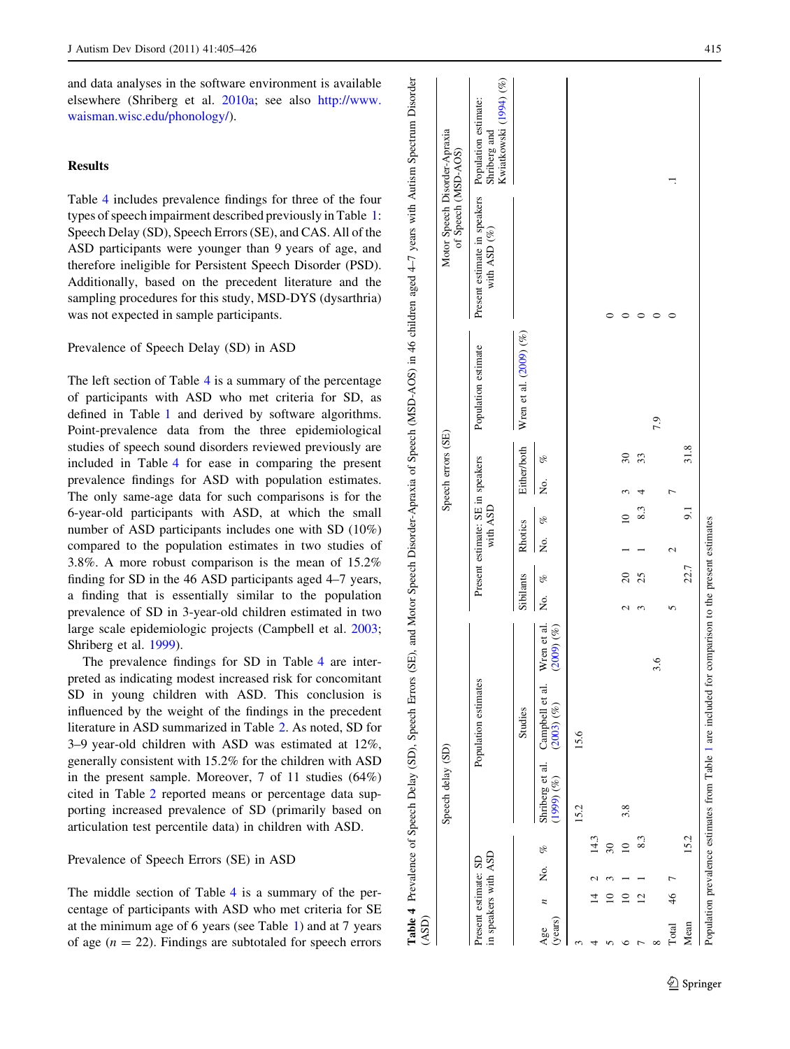and data analyses in the software environment is available elsewhere (Shriberg et al. 2010a; see also http://www.waisman.wisc.edu/phonology/).

## Results

Table 4 includes prevalence findings for three of the four types of speech impairment described previously in Table 1: Speech Delay (SD), Speech Errors (SE), and CAS. All of the ASD participants were younger than 9 years of age, and therefore ineligible for Persistent Speech Disorder (PSD). Additionally, based on the precedent literature and the sampling procedures for this study, MSD-DYS (dysarthria) was not expected in sample participants.

### Prevalence of Speech Delay (SD) in ASD

The left section of Table 4 is a summary of the percentage of participants with ASD who met criteria for SD, as defined in Table 1 and derived by software algorithms. Point-prevalence data from the three epidemiological studies of speech sound disorders reviewed previously are included in Table 4 for ease in comparing the present prevalence findings for ASD with population estimates. The only same-age data for such comparisons is for the 6-year-old participants with ASD, at which the small number of ASD participants includes one with SD (10%) compared to the population estimates in two studies of 3.8%. A more robust comparison is the mean of 15.2% finding for SD in the 46 ASD participants aged 4–7 years, a finding that is essentially similar to the population prevalence of SD in 3-year-old children estimated in two large scale epidemiologic projects (Campbell et al. 2003; Shriberg et al. 1999).

The prevalence findings for SD in Table 4 are interpreted as indicating modest increased risk for concomitant SD in young children with ASD. This conclusion is influenced by the weight of the findings in the precedent literature in ASD summarized in Table 2. As noted, SD for 3–9 year-old children with ASD was estimated at 12%, generally consistent with 15.2% for the children with ASD in the present sample. Moreover, 7 of 11 studies (64%) cited in Table 2 reported means or percentage data supporting increased prevalence of SD (primarily based on articulation test percentile data) in children with ASD.

### Prevalence of Speech Errors (SE) in ASD

The middle section of Table 4 is a summary of the percentage of participants with ASD who met criteria for SE at the minimum age of 6 years (see Table 1) and at 7 years of age ($n = 22$). Findings are subtotaled for speech errors

**Table 4** Prevalence of Speech Delay (SD), Speech Errors (SE), and Motor Speech Disorder-Apraxia of Speech (MSD-AOS) in 46 children aged 4–7 years with Autism Spectrum Disorder (ASD)

| | Speech delay (SD) | | | | | | Speech errors (SE) | | | | | | | Motor Speech Disorder-Apraxia of Speech (MSD-AOS) | |
|---|---|---|---|---|---|---|---|---|---|---|---|---|---|---|---|
| | Present estimate: SD in speakers with ASD | | | Population estimates | | | Present estimate: SE in speakers with ASD | | | | | | Population estimate | Present estimate in speakers with ASD (%) | Population estimate: Shriberg and Kwiatkowski (1994) (%) |
| | | | | Studies | | | Sibilants | | Rhotics | | Either/both | | Wren et al. (2009) (%) | | |
| Age (years) | n | No. | % | Shriberg et al. (1999) (%) | Campbell et al. (2003) (%) | Wren et al. (2009) (%) | No. | % | No. | % | No. | % | | | |
| 3 | | | | 15.2 | 15.6 | | | | | | | | | | |
| 4 | 14 | 2 | 14.3 | | | | | | | | | | | 0 | |
| 5 | 10 | 3 | 30 | | | | | | | | | | | 0 | |
| 6 | 10 | 1 | 10 | 3.8 | | | 2 | 20 | 1 | 10 | 3 | 30 | | 0 | |
| 7 | 12 | 1 | 8.3 | | | | 3 | 25 | 1 | 8.3 | 4 | 33 | | 0 | |
| 8 | | | | | | 3.6 | | | | | | | 7.9 | | |
| Total | 46 | 7 | | | | | 5 | | 2 | | 7 | | | 0 | .1 |
| Mean | | | 15.2 | | | | | 22.7 | | 9.1 | | 31.8 | | | |

Population prevalence estimates from Table 1 are included for comparison to the present estimates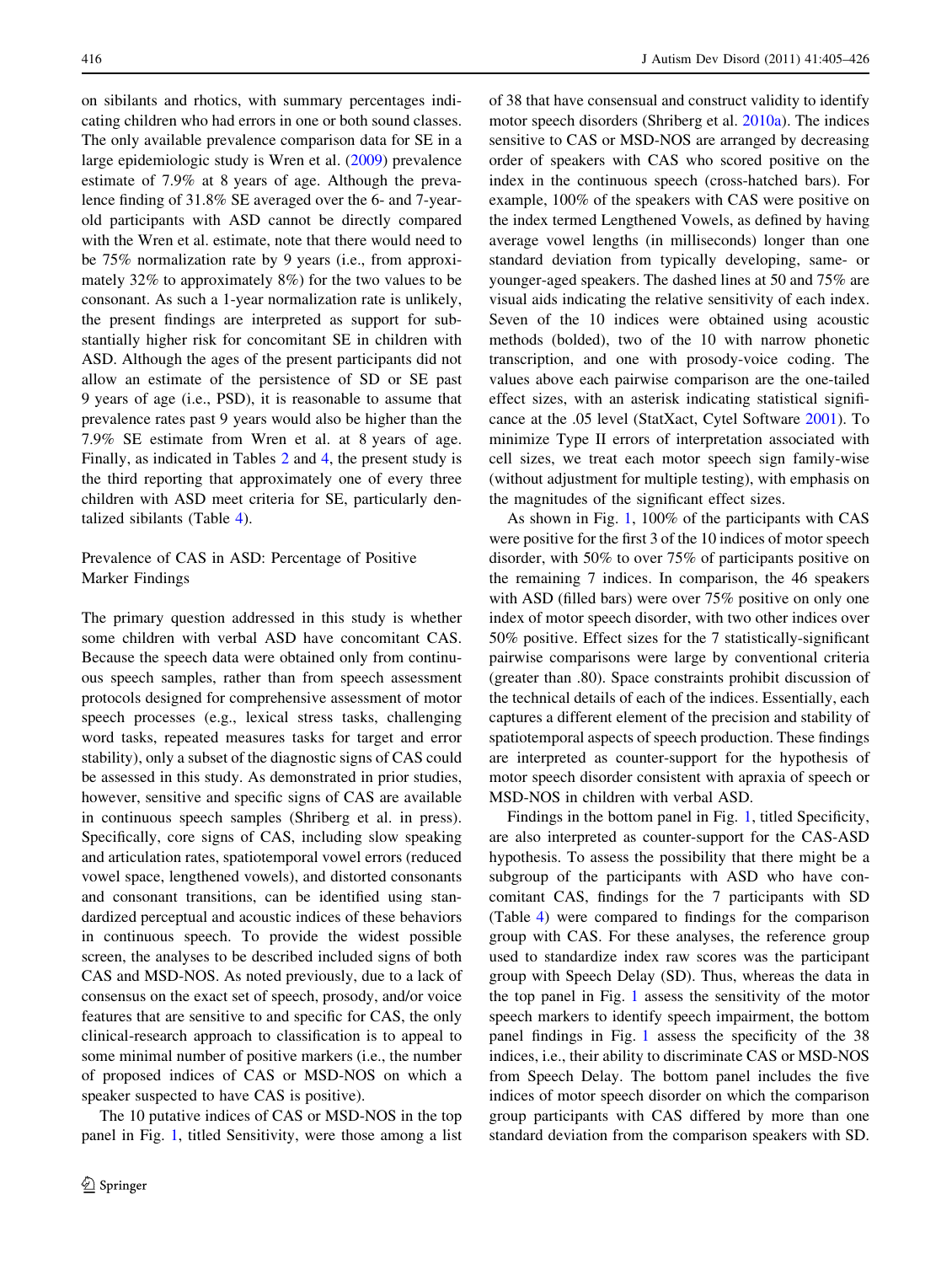on sibilants and rhotics, with summary percentages indicating children who had errors in one or both sound classes. The only available prevalence comparison data for SE in a large epidemiologic study is Wren et al. (2009) prevalence estimate of 7.9% at 8 years of age. Although the prevalence finding of 31.8% SE averaged over the 6- and 7-year-old participants with ASD cannot be directly compared with the Wren et al. estimate, note that there would need to be 75% normalization rate by 9 years (i.e., from approximately 32% to approximately 8%) for the two values to be consonant. As such a 1-year normalization rate is unlikely, the present findings are interpreted as support for substantially higher risk for concomitant SE in children with ASD. Although the ages of the present participants did not allow an estimate of the persistence of SD or SE past 9 years of age (i.e., PSD), it is reasonable to assume that prevalence rates past 9 years would also be higher than the 7.9% SE estimate from Wren et al. at 8 years of age. Finally, as indicated in Tables 2 and 4, the present study is the third reporting that approximately one of every three children with ASD meet criteria for SE, particularly dentalized sibilants (Table 4).

## Prevalence of CAS in ASD: Percentage of Positive Marker Findings

The primary question addressed in this study is whether some children with verbal ASD have concomitant CAS. Because the speech data were obtained only from continuous speech samples, rather than from speech assessment protocols designed for comprehensive assessment of motor speech processes (e.g., lexical stress tasks, challenging word tasks, repeated measures tasks for target and error stability), only a subset of the diagnostic signs of CAS could be assessed in this study. As demonstrated in prior studies, however, sensitive and specific signs of CAS are available in continuous speech samples (Shriberg et al. in press). Specifically, core signs of CAS, including slow speaking and articulation rates, spatiotemporal vowel errors (reduced vowel space, lengthened vowels), and distorted consonants and consonant transitions, can be identified using standardized perceptual and acoustic indices of these behaviors in continuous speech. To provide the widest possible screen, the analyses to be described included signs of both CAS and MSD-NOS. As noted previously, due to a lack of consensus on the exact set of speech, prosody, and/or voice features that are sensitive to and specific for CAS, the only clinical-research approach to classification is to appeal to some minimal number of positive markers (i.e., the number of proposed indices of CAS or MSD-NOS on which a speaker suspected to have CAS is positive).

The 10 putative indices of CAS or MSD-NOS in the top panel in Fig. 1, titled Sensitivity, were those among a list of 38 that have consensual and construct validity to identify motor speech disorders (Shriberg et al. 2010a). The indices sensitive to CAS or MSD-NOS are arranged by decreasing order of speakers with CAS who scored positive on the index in the continuous speech (cross-hatched bars). For example, 100% of the speakers with CAS were positive on the index termed Lengthened Vowels, as defined by having average vowel lengths (in milliseconds) longer than one standard deviation from typically developing, same- or younger-aged speakers. The dashed lines at 50 and 75% are visual aids indicating the relative sensitivity of each index. Seven of the 10 indices were obtained using acoustic methods (bolded), two of the 10 with narrow phonetic transcription, and one with prosody-voice coding. The values above each pairwise comparison are the one-tailed effect sizes, with an asterisk indicating statistical significance at the .05 level (StatXact, Cytel Software 2001). To minimize Type II errors of interpretation associated with cell sizes, we treat each motor speech sign family-wise (without adjustment for multiple testing), with emphasis on the magnitudes of the significant effect sizes.

As shown in Fig. 1, 100% of the participants with CAS were positive for the first 3 of the 10 indices of motor speech disorder, with 50% to over 75% of participants positive on the remaining 7 indices. In comparison, the 46 speakers with ASD (filled bars) were over 75% positive on only one index of motor speech disorder, with two other indices over 50% positive. Effect sizes for the 7 statistically-significant pairwise comparisons were large by conventional criteria (greater than .80). Space constraints prohibit discussion of the technical details of each of the indices. Essentially, each captures a different element of the precision and stability of spatiotemporal aspects of speech production. These findings are interpreted as counter-support for the hypothesis of motor speech disorder consistent with apraxia of speech or MSD-NOS in children with verbal ASD.

Findings in the bottom panel in Fig. 1, titled Specificity, are also interpreted as counter-support for the CAS-ASD hypothesis. To assess the possibility that there might be a subgroup of the participants with ASD who have concomitant CAS, findings for the 7 participants with SD (Table 4) were compared to findings for the comparison group with CAS. For these analyses, the reference group used to standardize index raw scores was the participant group with Speech Delay (SD). Thus, whereas the data in the top panel in Fig. 1 assess the sensitivity of the motor speech markers to identify speech impairment, the bottom panel findings in Fig. 1 assess the specificity of the 38 indices, i.e., their ability to discriminate CAS or MSD-NOS from Speech Delay. The bottom panel includes the five indices of motor speech disorder on which the comparison group participants with CAS differed by more than one standard deviation from the comparison speakers with SD.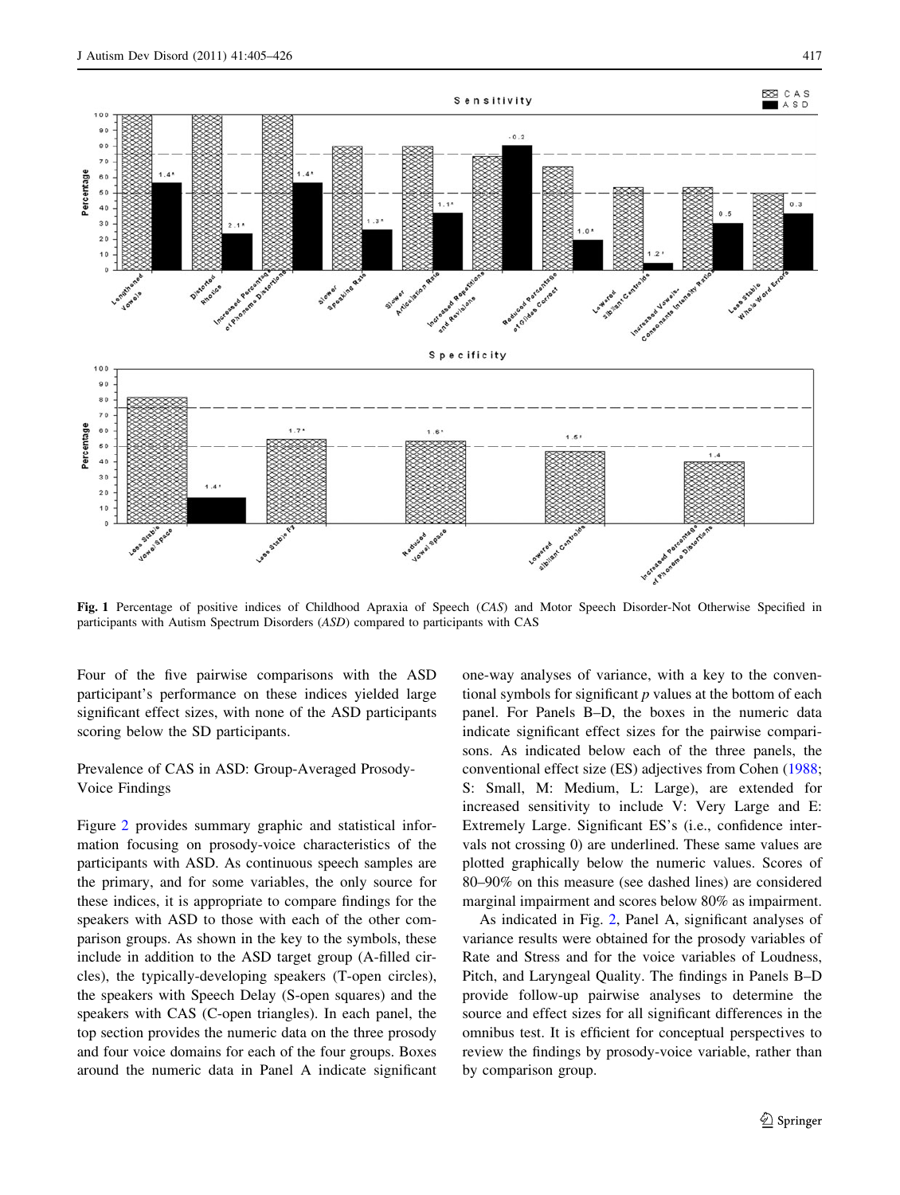Sensitivity

CAS
ASD

Percentage

100
90
80
70
60
50
40
30
20
10
0

1.4*
2.1*
1.4*
1.3*
1.1*
-0.2
1.0*
1.2*
0.5
0.3

Lengthened Vowels
Distorted Rhotics
Increased Percentage of Phoneme Distortions
Slower Speaking Rate
Slower Articulation Rate
Increased Repetitions and Revisions
Reduced Percentage of Glides Correct
Lowered Sibilant Centroids
Increased Vowel-Consonant Intensity Ratio
Less Stable Whole Word Errors

Specificity

Percentage

100
90
80
70
60
50
40
30
20
10
0

1.4*
1.7*
1.6*
1.5*
1.4

Less Stable Vowel Space
Less Stable F2
Reduced Vowel Space
Lowered Sibilant Centroids
Increased Percentage of Phoneme Distortions

**Fig. 1** Percentage of positive indices of Childhood Apraxia of Speech (*CAS*) and Motor Speech Disorder-Not Otherwise Specified in participants with Autism Spectrum Disorders (*ASD*) compared to participants with CAS

Four of the five pairwise comparisons with the ASD participant's performance on these indices yielded large significant effect sizes, with none of the ASD participants scoring below the SD participants.

### Prevalence of CAS in ASD: Group-Averaged Prosody-Voice Findings

Figure 2 provides summary graphic and statistical information focusing on prosody-voice characteristics of the participants with ASD. As continuous speech samples are the primary, and for some variables, the only source for these indices, it is appropriate to compare findings for the speakers with ASD to those with each of the other comparison groups. As shown in the key to the symbols, these include in addition to the ASD target group (A-filled circles), the typically-developing speakers (T-open circles), the speakers with Speech Delay (S-open squares) and the speakers with CAS (C-open triangles). In each panel, the top section provides the numeric data on the three prosody and four voice domains for each of the four groups. Boxes around the numeric data in Panel A indicate significant one-way analyses of variance, with a key to the conventional symbols for significant *p* values at the bottom of each panel. For Panels B–D, the boxes in the numeric data indicate significant effect sizes for the pairwise comparisons. As indicated below each of the three panels, the conventional effect size (ES) adjectives from Cohen (1988; S: Small, M: Medium, L: Large), are extended for increased sensitivity to include V: Very Large and E: Extremely Large. Significant ES's (i.e., confidence intervals not crossing 0) are underlined. These same values are plotted graphically below the numeric values. Scores of 80–90% on this measure (see dashed lines) are considered marginal impairment and scores below 80% as impairment.

As indicated in Fig. 2, Panel A, significant analyses of variance results were obtained for the prosody variables of Rate and Stress and for the voice variables of Loudness, Pitch, and Laryngeal Quality. The findings in Panels B–D provide follow-up pairwise analyses to determine the source and effect sizes for all significant differences in the omnibus test. It is efficient for conceptual perspectives to review the findings by prosody-voice variable, rather than by comparison group.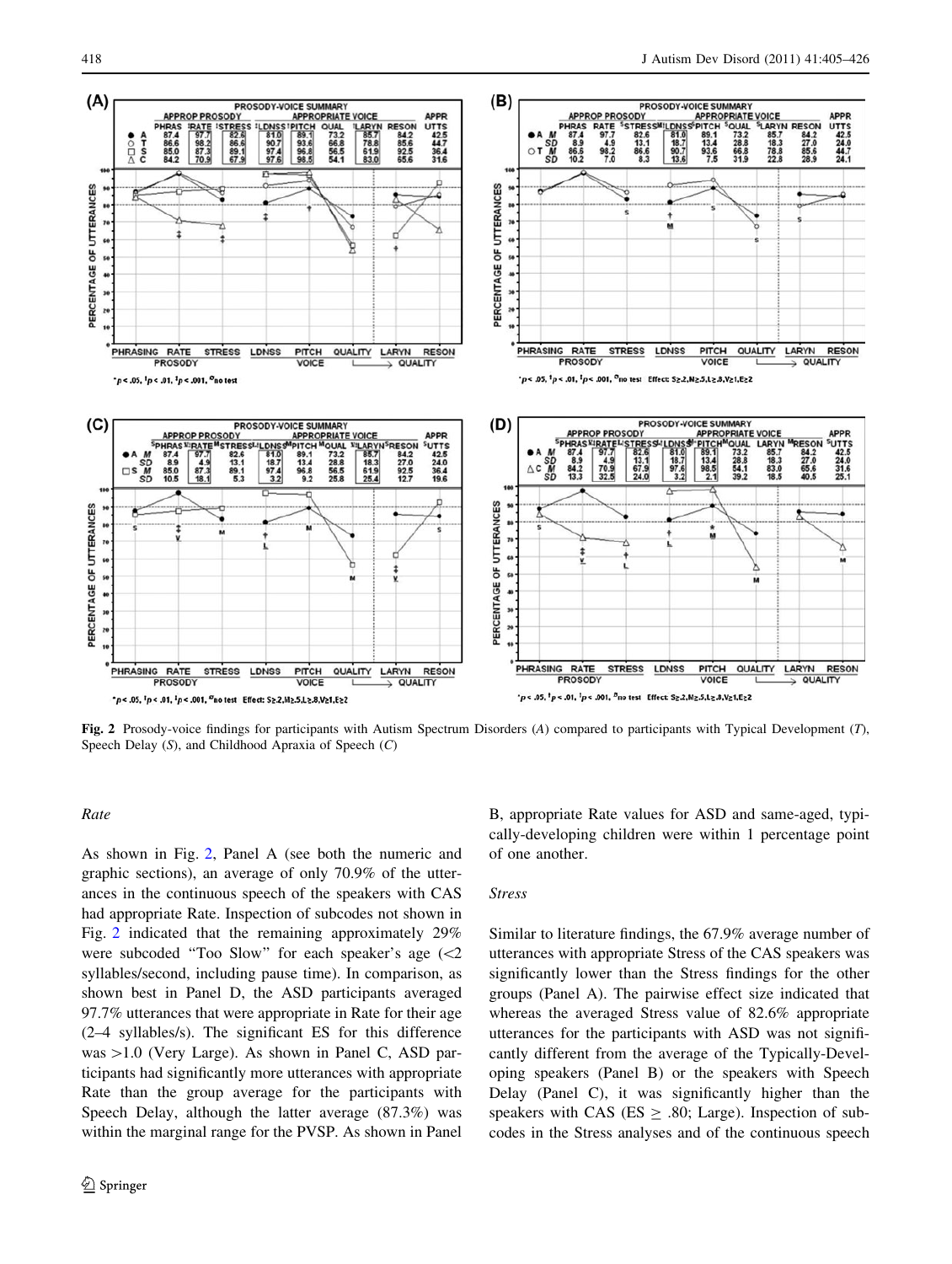Fig. 2 Prosody-voice findings for participants with Autism Spectrum Disorders (*A*) compared to participants with Typical Development (*T*), Speech Delay (*S*), and Childhood Apraxia of Speech (*C*)

*Rate*

As shown in Fig. 2, Panel A (see both the numeric and graphic sections), an average of only 70.9% of the utterances in the continuous speech of the speakers with CAS had appropriate Rate. Inspection of subcodes not shown in Fig. 2 indicated that the remaining approximately 29% were subcoded "Too Slow" for each speaker's age (<2 syllables/second, including pause time). In comparison, as shown best in Panel D, the ASD participants averaged 97.7% utterances that were appropriate in Rate for their age (2–4 syllables/s). The significant ES for this difference was >1.0 (Very Large). As shown in Panel C, ASD participants had significantly more utterances with appropriate Rate than the group average for the participants with Speech Delay, although the latter average (87.3%) was within the marginal range for the PVSP. As shown in Panel B, appropriate Rate values for ASD and same-aged, typically-developing children were within 1 percentage point of one another.

*Stress*

Similar to literature findings, the 67.9% average number of utterances with appropriate Stress of the CAS speakers was significantly lower than the Stress findings for the other groups (Panel A). The pairwise effect size indicated that whereas the averaged Stress value of 82.6% appropriate utterances for the participants with ASD was not significantly different from the average of the Typically-Developing speakers (Panel B) or the speakers with Speech Delay (Panel C), it was significantly higher than the speakers with CAS (ES ≥ .80; Large). Inspection of subcodes in the Stress analyses and of the continuous speech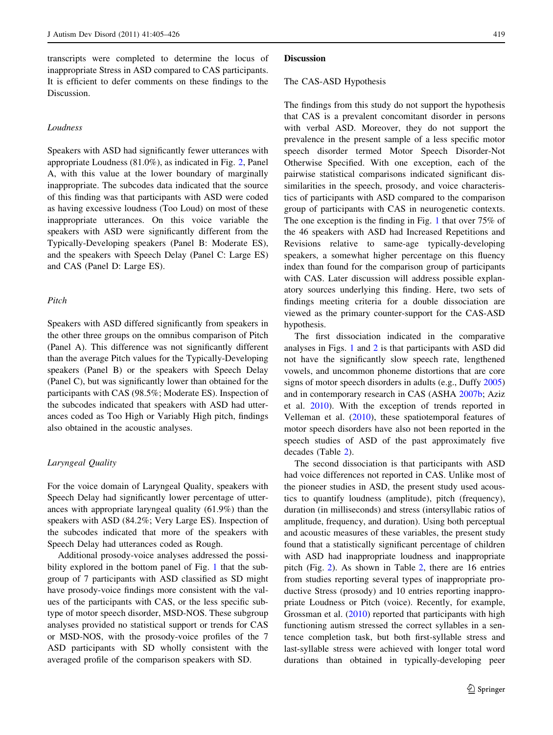transcripts were completed to determine the locus of inappropriate Stress in ASD compared to CAS participants. It is efficient to defer comments on these findings to the Discussion.

### *Loudness*

Speakers with ASD had significantly fewer utterances with appropriate Loudness (81.0%), as indicated in Fig. 2, Panel A, with this value at the lower boundary of marginally inappropriate. The subcodes data indicated that the source of this finding was that participants with ASD were coded as having excessive loudness (Too Loud) on most of these inappropriate utterances. On this voice variable the speakers with ASD were significantly different from the Typically-Developing speakers (Panel B: Moderate ES), and the speakers with Speech Delay (Panel C: Large ES) and CAS (Panel D: Large ES).

### *Pitch*

Speakers with ASD differed significantly from speakers in the other three groups on the omnibus comparison of Pitch (Panel A). This difference was not significantly different than the average Pitch values for the Typically-Developing speakers (Panel B) or the speakers with Speech Delay (Panel C), but was significantly lower than obtained for the participants with CAS (98.5%; Moderate ES). Inspection of the subcodes indicated that speakers with ASD had utterances coded as Too High or Variably High pitch, findings also obtained in the acoustic analyses.

### *Laryngeal Quality*

For the voice domain of Laryngeal Quality, speakers with Speech Delay had significantly lower percentage of utterances with appropriate laryngeal quality (61.9%) than the speakers with ASD (84.2%; Very Large ES). Inspection of the subcodes indicated that more of the speakers with Speech Delay had utterances coded as Rough.

Additional prosody-voice analyses addressed the possibility explored in the bottom panel of Fig. 1 that the subgroup of 7 participants with ASD classified as SD might have prosody-voice findings more consistent with the values of the participants with CAS, or the less specific subtype of motor speech disorder, MSD-NOS. These subgroup analyses provided no statistical support or trends for CAS or MSD-NOS, with the prosody-voice profiles of the 7 ASD participants with SD wholly consistent with the averaged profile of the comparison speakers with SD.

## Discussion

### The CAS-ASD Hypothesis

The findings from this study do not support the hypothesis that CAS is a prevalent concomitant disorder in persons with verbal ASD. Moreover, they do not support the prevalence in the present sample of a less specific motor speech disorder termed Motor Speech Disorder-Not Otherwise Specified. With one exception, each of the pairwise statistical comparisons indicated significant dissimilarities in the speech, prosody, and voice characteristics of participants with ASD compared to the comparison group of participants with CAS in neurogenetic contexts. The one exception is the finding in Fig. 1 that over 75% of the 46 speakers with ASD had Increased Repetitions and Revisions relative to same-age typically-developing speakers, a somewhat higher percentage on this fluency index than found for the comparison group of participants with CAS. Later discussion will address possible explanatory sources underlying this finding. Here, two sets of findings meeting criteria for a double dissociation are viewed as the primary counter-support for the CAS-ASD hypothesis.

The first dissociation indicated in the comparative analyses in Figs. 1 and 2 is that participants with ASD did not have the significantly slow speech rate, lengthened vowels, and uncommon phoneme distortions that are core signs of motor speech disorders in adults (e.g., Duffy 2005) and in contemporary research in CAS (ASHA 2007b; Aziz et al. 2010). With the exception of trends reported in Velleman et al. (2010), these spatiotemporal features of motor speech disorders have also not been reported in the speech studies of ASD of the past approximately five decades (Table 2).

The second dissociation is that participants with ASD had voice differences not reported in CAS. Unlike most of the pioneer studies in ASD, the present study used acoustics to quantify loudness (amplitude), pitch (frequency), duration (in milliseconds) and stress (intersyllabic ratios of amplitude, frequency, and duration). Using both perceptual and acoustic measures of these variables, the present study found that a statistically significant percentage of children with ASD had inappropriate loudness and inappropriate pitch (Fig. 2). As shown in Table 2, there are 16 entries from studies reporting several types of inappropriate productive Stress (prosody) and 10 entries reporting inappropriate Loudness or Pitch (voice). Recently, for example, Grossman et al. (2010) reported that participants with high functioning autism stressed the correct syllables in a sentence completion task, but both first-syllable stress and last-syllable stress were achieved with longer total word durations than obtained in typically-developing peer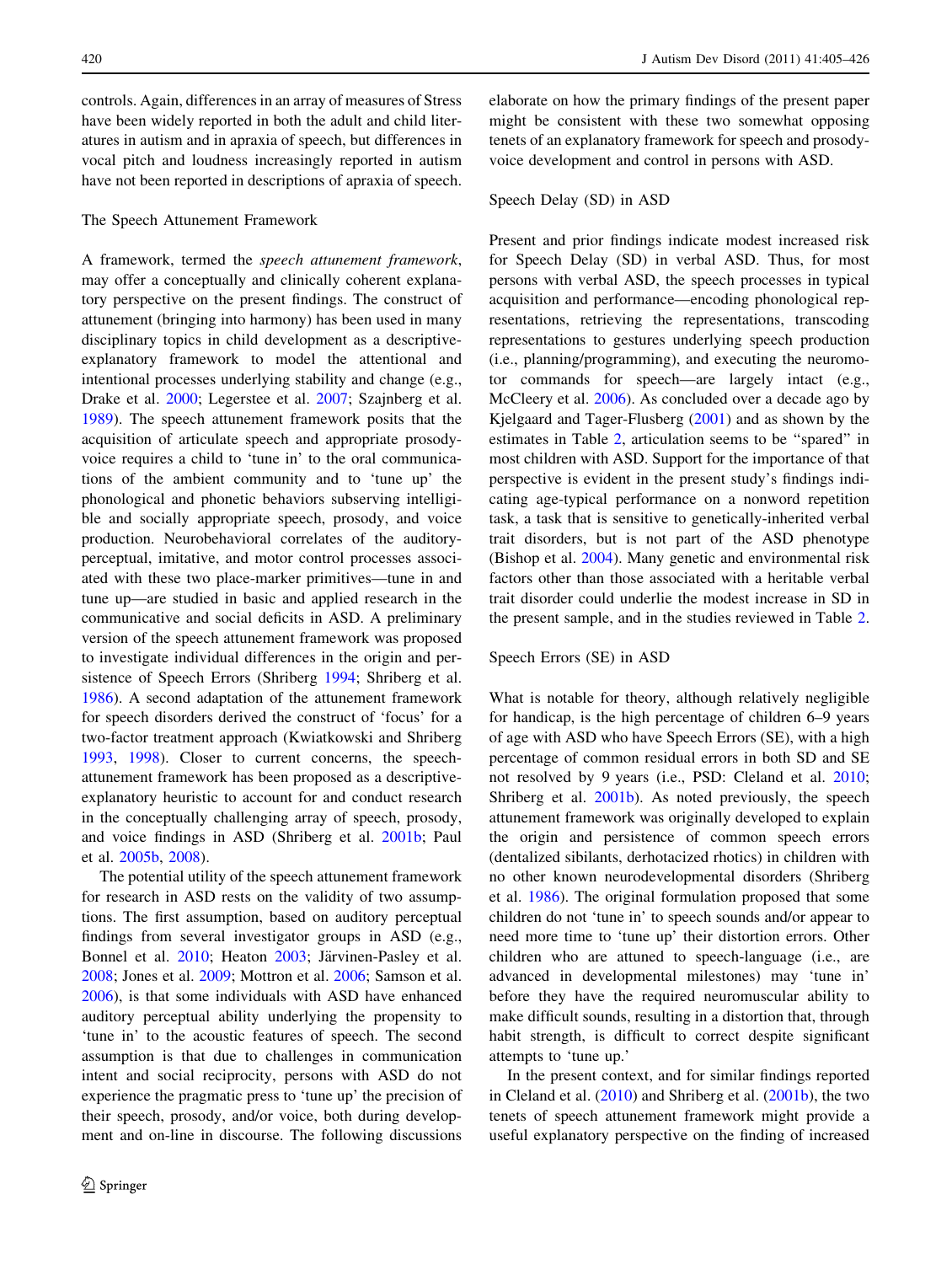controls. Again, differences in an array of measures of Stress have been widely reported in both the adult and child literatures in autism and in apraxia of speech, but differences in vocal pitch and loudness increasingly reported in autism have not been reported in descriptions of apraxia of speech.

### The Speech Attunement Framework

A framework, termed the *speech attunement framework*, may offer a conceptually and clinically coherent explanatory perspective on the present findings. The construct of attunement (bringing into harmony) has been used in many disciplinary topics in child development as a descriptive-explanatory framework to model the attentional and intentional processes underlying stability and change (e.g., Drake et al. 2000; Legerstee et al. 2007; Szajnberg et al. 1989). The speech attunement framework posits that the acquisition of articulate speech and appropriate prosody-voice requires a child to 'tune in' to the oral communications of the ambient community and to 'tune up' the phonological and phonetic behaviors subserving intelligible and socially appropriate speech, prosody, and voice production. Neurobehavioral correlates of the auditory-perceptual, imitative, and motor control processes associated with these two place-marker primitives—tune in and tune up—are studied in basic and applied research in the communicative and social deficits in ASD. A preliminary version of the speech attunement framework was proposed to investigate individual differences in the origin and persistence of Speech Errors (Shriberg 1994; Shriberg et al. 1986). A second adaptation of the attunement framework for speech disorders derived the construct of 'focus' for a two-factor treatment approach (Kwiatkowski and Shriberg 1993, 1998). Closer to current concerns, the speech-attunement framework has been proposed as a descriptive-explanatory heuristic to account for and conduct research in the conceptually challenging array of speech, prosody, and voice findings in ASD (Shriberg et al. 2001b; Paul et al. 2005b, 2008).

The potential utility of the speech attunement framework for research in ASD rests on the validity of two assumptions. The first assumption, based on auditory perceptual findings from several investigator groups in ASD (e.g., Bonnel et al. 2010; Heaton 2003; Järvinen-Pasley et al. 2008; Jones et al. 2009; Mottron et al. 2006; Samson et al. 2006), is that some individuals with ASD have enhanced auditory perceptual ability underlying the propensity to 'tune in' to the acoustic features of speech. The second assumption is that due to challenges in communication intent and social reciprocity, persons with ASD do not experience the pragmatic press to 'tune up' the precision of their speech, prosody, and/or voice, both during development and on-line in discourse. The following discussions elaborate on how the primary findings of the present paper might be consistent with these two somewhat opposing tenets of an explanatory framework for speech and prosody-voice development and control in persons with ASD.

### Speech Delay (SD) in ASD

Present and prior findings indicate modest increased risk for Speech Delay (SD) in verbal ASD. Thus, for most persons with verbal ASD, the speech processes in typical acquisition and performance—encoding phonological representations, retrieving the representations, transcoding representations to gestures underlying speech production (i.e., planning/programming), and executing the neuromotor commands for speech—are largely intact (e.g., McCleery et al. 2006). As concluded over a decade ago by Kjelgaard and Tager-Flusberg (2001) and as shown by the estimates in Table 2, articulation seems to be "spared" in most children with ASD. Support for the importance of that perspective is evident in the present study's findings indicating age-typical performance on a nonword repetition task, a task that is sensitive to genetically-inherited verbal trait disorders, but is not part of the ASD phenotype (Bishop et al. 2004). Many genetic and environmental risk factors other than those associated with a heritable verbal trait disorder could underlie the modest increase in SD in the present sample, and in the studies reviewed in Table 2.

### Speech Errors (SE) in ASD

What is notable for theory, although relatively negligible for handicap, is the high percentage of children 6–9 years of age with ASD who have Speech Errors (SE), with a high percentage of common residual errors in both SD and SE not resolved by 9 years (i.e., PSD: Cleland et al. 2010; Shriberg et al. 2001b). As noted previously, the speech attunement framework was originally developed to explain the origin and persistence of common speech errors (dentalized sibilants, derhotacized rhotics) in children with no other known neurodevelopmental disorders (Shriberg et al. 1986). The original formulation proposed that some children do not 'tune in' to speech sounds and/or appear to need more time to 'tune up' their distortion errors. Other children who are attuned to speech-language (i.e., are advanced in developmental milestones) may 'tune in' before they have the required neuromuscular ability to make difficult sounds, resulting in a distortion that, through habit strength, is difficult to correct despite significant attempts to 'tune up.'

In the present context, and for similar findings reported in Cleland et al. (2010) and Shriberg et al. (2001b), the two tenets of speech attunement framework might provide a useful explanatory perspective on the finding of increased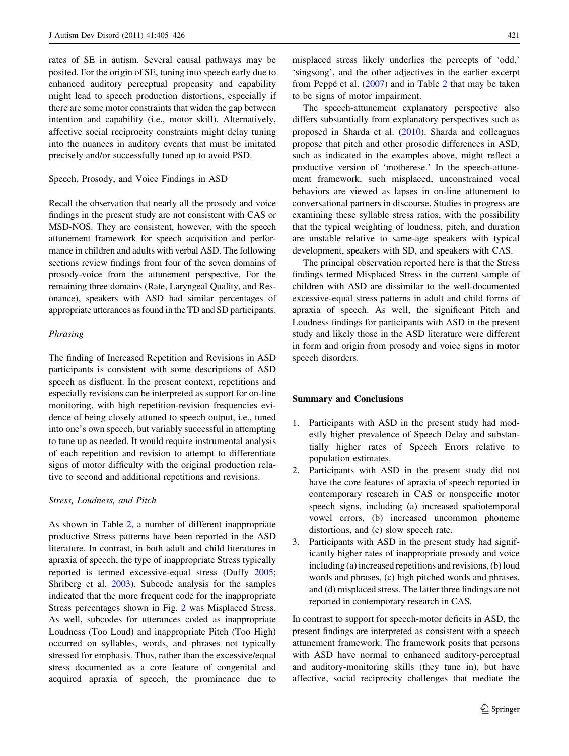rates of SE in autism. Several causal pathways may be posited. For the origin of SE, tuning into speech early due to enhanced auditory perceptual propensity and capability might lead to speech production distortions, especially if there are some motor constraints that widen the gap between intention and capability (i.e., motor skill). Alternatively, affective social reciprocity constraints might delay tuning into the nuances in auditory events that must be imitated precisely and/or successfully tuned up to avoid PSD.

### Speech, Prosody, and Voice Findings in ASD

Recall the observation that nearly all the prosody and voice findings in the present study are not consistent with CAS or MSD-NOS. They are consistent, however, with the speech attunement framework for speech acquisition and performance in children and adults with verbal ASD. The following sections review findings from four of the seven domains of prosody-voice from the attunement perspective. For the remaining three domains (Rate, Laryngeal Quality, and Resonance), speakers with ASD had similar percentages of appropriate utterances as found in the TD and SD participants.

#### *Phrasing*

The finding of Increased Repetition and Revisions in ASD participants is consistent with some descriptions of ASD speech as disfluent. In the present context, repetitions and especially revisions can be interpreted as support for on-line monitoring, with high repetition-revision frequencies evidence of being closely attuned to speech output, i.e., tuned into one's own speech, but variably successful in attempting to tune up as needed. It would require instrumental analysis of each repetition and revision to attempt to differentiate signs of motor difficulty with the original production relative to second and additional repetitions and revisions.

#### *Stress, Loudness, and Pitch*

As shown in Table 2, a number of different inappropriate productive Stress patterns have been reported in the ASD literature. In contrast, in both adult and child literatures in apraxia of speech, the type of inappropriate Stress typically reported is termed excessive-equal stress (Duffy 2005; Shriberg et al. 2003). Subcode analysis for the samples indicated that the more frequent code for the inappropriate Stress percentages shown in Fig. 2 was Misplaced Stress. As well, subcodes for utterances coded as inappropriate Loudness (Too Loud) and inappropriate Pitch (Too High) occurred on syllables, words, and phrases not typically stressed for emphasis. Thus, rather than the excessive/equal stress documented as a core feature of congenital and acquired apraxia of speech, the prominence due to misplaced stress likely underlies the percepts of 'odd,' 'singsong', and the other adjectives in the earlier excerpt from Peppé et al. (2007) and in Table 2 that may be taken to be signs of motor impairment.

The speech-attunement explanatory perspective also differs substantially from explanatory perspectives such as proposed in Sharda et al. (2010). Sharda and colleagues propose that pitch and other prosodic differences in ASD, such as indicated in the examples above, might reflect a productive version of 'motherese.' In the speech-attunement framework, such misplaced, unconstrained vocal behaviors are viewed as lapses in on-line attunement to conversational partners in discourse. Studies in progress are examining these syllable stress ratios, with the possibility that the typical weighting of loudness, pitch, and duration are unstable relative to same-age speakers with typical development, speakers with SD, and speakers with CAS.

The principal observation reported here is that the Stress findings termed Misplaced Stress in the current sample of children with ASD are dissimilar to the well-documented excessive-equal stress patterns in adult and child forms of apraxia of speech. As well, the significant Pitch and Loudness findings for participants with ASD in the present study and likely those in the ASD literature were different in form and origin from prosody and voice signs in motor speech disorders.

## Summary and Conclusions

1. Participants with ASD in the present study had modestly higher prevalence of Speech Delay and substantially higher rates of Speech Errors relative to population estimates.
2. Participants with ASD in the present study did not have the core features of apraxia of speech reported in contemporary research in CAS or nonspecific motor speech signs, including (a) increased spatiotemporal vowel errors, (b) increased uncommon phoneme distortions, and (c) slow speech rate.
3. Participants with ASD in the present study had significantly higher rates of inappropriate prosody and voice including (a) increased repetitions and revisions, (b) loud words and phrases, (c) high pitched words and phrases, and (d) misplaced stress. The latter three findings are not reported in contemporary research in CAS.

In contrast to support for speech-motor deficits in ASD, the present findings are interpreted as consistent with a speech attunement framework. The framework posits that persons with ASD have normal to enhanced auditory-perceptual and auditory-monitoring skills (they tune in), but have affective, social reciprocity challenges that mediate the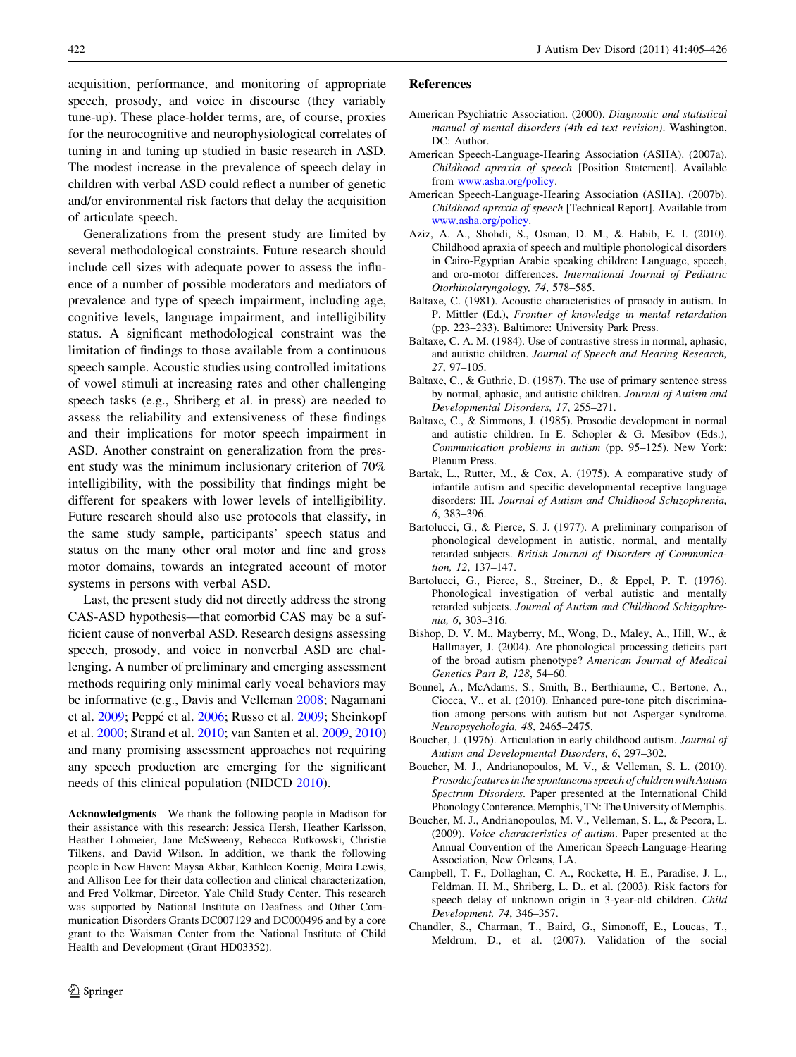acquisition, performance, and monitoring of appropriate speech, prosody, and voice in discourse (they variably tune-up). These place-holder terms, are, of course, proxies for the neurocognitive and neurophysiological correlates of tuning in and tuning up studied in basic research in ASD. The modest increase in the prevalence of speech delay in children with verbal ASD could reflect a number of genetic and/or environmental risk factors that delay the acquisition of articulate speech.

Generalizations from the present study are limited by several methodological constraints. Future research should include cell sizes with adequate power to assess the influence of a number of possible moderators and mediators of prevalence and type of speech impairment, including age, cognitive levels, language impairment, and intelligibility status. A significant methodological constraint was the limitation of findings to those available from a continuous speech sample. Acoustic studies using controlled imitations of vowel stimuli at increasing rates and other challenging speech tasks (e.g., Shriberg et al. in press) are needed to assess the reliability and extensiveness of these findings and their implications for motor speech impairment in ASD. Another constraint on generalization from the present study was the minimum inclusionary criterion of 70% intelligibility, with the possibility that findings might be different for speakers with lower levels of intelligibility. Future research should also use protocols that classify, in the same study sample, participants' speech status and status on the many other oral motor and fine and gross motor domains, towards an integrated account of motor systems in persons with verbal ASD.

Last, the present study did not directly address the strong CAS-ASD hypothesis—that comorbid CAS may be a sufficient cause of nonverbal ASD. Research designs assessing speech, prosody, and voice in nonverbal ASD are challenging. A number of preliminary and emerging assessment methods requiring only minimal early vocal behaviors may be informative (e.g., Davis and Velleman 2008; Nagamani et al. 2009; Peppé et al. 2006; Russo et al. 2009; Sheinkopf et al. 2000; Strand et al. 2010; van Santen et al. 2009, 2010) and many promising assessment approaches not requiring any speech production are emerging for the significant needs of this clinical population (NIDCD 2010).

**Acknowledgments** We thank the following people in Madison for their assistance with this research: Jessica Hersh, Heather Karlsson, Heather Lohmeier, Jane McSweeny, Rebecca Rutkowski, Christie Tilkens, and David Wilson. In addition, we thank the following people in New Haven: Maysa Akbar, Kathleen Koenig, Moira Lewis, and Allison Lee for their data collection and clinical characterization, and Fred Volkmar, Director, Yale Child Study Center. This research was supported by National Institute on Deafness and Other Communication Disorders Grants DC007129 and DC000496 and by a core grant to the Waisman Center from the National Institute of Child Health and Development (Grant HD03352).

## References

American Psychiatric Association. (2000). *Diagnostic and statistical manual of mental disorders (4th ed text revision)*. Washington, DC: Author.

American Speech-Language-Hearing Association (ASHA). (2007a). *Childhood apraxia of speech* [Position Statement]. Available from www.asha.org/policy.

American Speech-Language-Hearing Association (ASHA). (2007b). *Childhood apraxia of speech* [Technical Report]. Available from www.asha.org/policy.

Aziz, A. A., Shohdi, S., Osman, D. M., & Habib, E. I. (2010). Childhood apraxia of speech and multiple phonological disorders in Cairo-Egyptian Arabic speaking children: Language, speech, and oro-motor differences. *International Journal of Pediatric Otorhinolaryngology, 74*, 578–585.

Baltaxe, C. (1981). Acoustic characteristics of prosody in autism. In P. Mittler (Ed.), *Frontier of knowledge in mental retardation* (pp. 223–233). Baltimore: University Park Press.

Baltaxe, C. A. M. (1984). Use of contrastive stress in normal, aphasic, and autistic children. *Journal of Speech and Hearing Research, 27*, 97–105.

Baltaxe, C., & Guthrie, D. (1987). The use of primary sentence stress by normal, aphasic, and autistic children. *Journal of Autism and Developmental Disorders, 17*, 255–271.

Baltaxe, C., & Simmons, J. (1985). Prosodic development in normal and autistic children. In E. Schopler & G. Mesibov (Eds.), *Communication problems in autism* (pp. 95–125). New York: Plenum Press.

Bartak, L., Rutter, M., & Cox, A. (1975). A comparative study of infantile autism and specific developmental receptive language disorders: III. *Journal of Autism and Childhood Schizophrenia, 6*, 383–396.

Bartolucci, G., & Pierce, S. J. (1977). A preliminary comparison of phonological development in autistic, normal, and mentally retarded subjects. *British Journal of Disorders of Communication, 12*, 137–147.

Bartolucci, G., Pierce, S., Streiner, D., & Eppel, P. T. (1976). Phonological investigation of verbal autistic and mentally retarded subjects. *Journal of Autism and Childhood Schizophrenia, 6*, 303–316.

Bishop, D. V. M., Mayberry, M., Wong, D., Maley, A., Hill, W., & Hallmayer, J. (2004). Are phonological processing deficits part of the broad autism phenotype? *American Journal of Medical Genetics Part B, 128*, 54–60.

Bonnel, A., McAdams, S., Smith, B., Berthiaume, C., Bertone, A., Ciocca, V., et al. (2010). Enhanced pure-tone pitch discrimination among persons with autism but not Asperger syndrome. *Neuropsychologia, 48*, 2465–2475.

Boucher, J. (1976). Articulation in early childhood autism. *Journal of Autism and Developmental Disorders, 6*, 297–302.

Boucher, M. J., Andrianopoulos, M. V., & Velleman, S. L. (2010). *Prosodic features in the spontaneous speech of children with Autism Spectrum Disorders*. Paper presented at the International Child Phonology Conference. Memphis, TN: The University of Memphis.

Boucher, M. J., Andrianopoulos, M. V., Velleman, S. L., & Pecora, L. (2009). *Voice characteristics of autism*. Paper presented at the Annual Convention of the American Speech-Language-Hearing Association, New Orleans, LA.

Campbell, T. F., Dollaghan, C. A., Rockette, H. E., Paradise, J. L., Feldman, H. M., Shriberg, L. D., et al. (2003). Risk factors for speech delay of unknown origin in 3-year-old children. *Child Development, 74*, 346–357.

Chandler, S., Charman, T., Baird, G., Simonoff, E., Loucas, T., Meldrum, D., et al. (2007). Validation of the social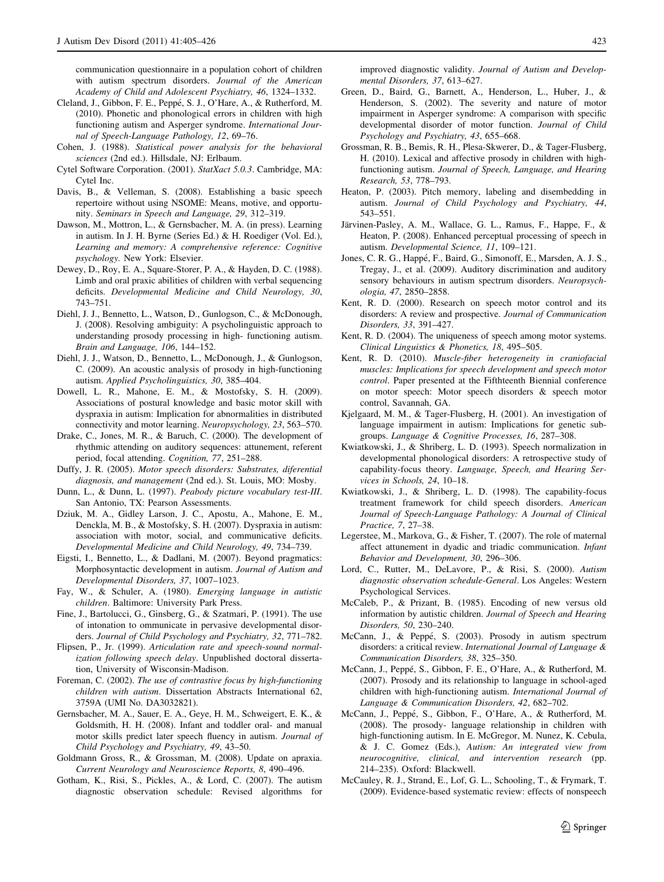communication questionnaire in a population cohort of children with autism spectrum disorders. *Journal of the American Academy of Child and Adolescent Psychiatry, 46*, 1324–1332.

Cleland, J., Gibbon, F. E., Peppé, S. J., O'Hare, A., & Rutherford, M. (2010). Phonetic and phonological errors in children with high functioning autism and Asperger syndrome. *International Journal of Speech-Language Pathology, 12*, 69–76.

Cohen, J. (1988). *Statistical power analysis for the behavioral sciences* (2nd ed.). Hillsdale, NJ: Erlbaum.

Cytel Software Corporation. (2001). *StatXact 5.0.3*. Cambridge, MA: Cytel Inc.

Davis, B., & Velleman, S. (2008). Establishing a basic speech repertoire without using NSOME: Means, motive, and opportunity. *Seminars in Speech and Language, 29*, 312–319.

Dawson, M., Mottron, L., & Gernsbacher, M. A. (in press). Learning in autism. In J. H. Byrne (Series Ed.) & H. Roediger (Vol. Ed.), *Learning and memory: A comprehensive reference: Cognitive psychology*. New York: Elsevier.

Dewey, D., Roy, E. A., Square-Storer, P. A., & Hayden, D. C. (1988). Limb and oral praxic abilities of children with verbal sequencing deficits. *Developmental Medicine and Child Neurology, 30*, 743–751.

Diehl, J. J., Bennetto, L., Watson, D., Gunlogson, C., & McDonough, J. (2008). Resolving ambiguity: A psycholinguistic approach to understanding prosody processing in high- functioning autism. *Brain and Language, 106*, 144–152.

Diehl, J. J., Watson, D., Bennetto, L., McDonough, J., & Gunlogson, C. (2009). An acoustic analysis of prosody in high-functioning autism. *Applied Psycholinguistics, 30*, 385–404.

Dowell, L. R., Mahone, E. M., & Mostofsky, S. H. (2009). Associations of postural knowledge and basic motor skill with dyspraxia in autism: Implication for abnormalities in distributed connectivity and motor learning. *Neuropsychology, 23*, 563–570.

Drake, C., Jones, M. R., & Baruch, C. (2000). The development of rhythmic attending on auditory sequences: attunement, referent period, focal attending. *Cognition, 77*, 251–288.

Duffy, J. R. (2005). *Motor speech disorders: Substrates, diferential diagnosis, and management* (2nd ed.). St. Louis, MO: Mosby.

Dunn, L., & Dunn, L. (1997). *Peabody picture vocabulary test-III*. San Antonio, TX: Pearson Assessments.

Dziuk, M. A., Gidley Larson, J. C., Apostu, A., Mahone, E. M., Denckla, M. B., & Mostofsky, S. H. (2007). Dyspraxia in autism: association with motor, social, and communicative deficits. *Developmental Medicine and Child Neurology, 49*, 734–739.

Eigsti, I., Bennetto, L., & Dadlani, M. (2007). Beyond pragmatics: Morphosyntactic development in autism. *Journal of Autism and Developmental Disorders, 37*, 1007–1023.

Fay, W., & Schuler, A. (1980). *Emerging language in autistic children*. Baltimore: University Park Press.

Fine, J., Bartolucci, G., Ginsberg, G., & Szatmari, P. (1991). The use of intonation to ommunicate in pervasive developmental disorders. *Journal of Child Psychology and Psychiatry, 32*, 771–782.

Flipsen, P., Jr. (1999). *Articulation rate and speech-sound normalization following speech delay*. Unpublished doctoral dissertation, University of Wisconsin-Madison.

Foreman, C. (2002). *The use of contrastive focus by high-functioning children with autism*. Dissertation Abstracts International 62, 3759A (UMI No. DA3032821).

Gernsbacher, M. A., Sauer, E. A., Geye, H. M., Schweigert, E. K., & Goldsmith, H. H. (2008). Infant and toddler oral- and manual motor skills predict later speech fluency in autism. *Journal of Child Psychology and Psychiatry, 49*, 43–50.

Goldmann Gross, R., & Grossman, M. (2008). Update on apraxia. *Current Neurology and Neuroscience Reports, 8*, 490–496.

Gotham, K., Risi, S., Pickles, A., & Lord, C. (2007). The autism diagnostic observation schedule: Revised algorithms for improved diagnostic validity. *Journal of Autism and Developmental Disorders, 37*, 613–627.

Green, D., Baird, G., Barnett, A., Henderson, L., Huber, J., & Henderson, S. (2002). The severity and nature of motor impairment in Asperger syndrome: A comparison with specific developmental disorder of motor function. *Journal of Child Psychology and Psychiatry, 43*, 655–668.

Grossman, R. B., Bemis, R. H., Plesa-Skwerer, D., & Tager-Flusberg, H. (2010). Lexical and affective prosody in children with high-functioning autism. *Journal of Speech, Language, and Hearing Research, 53*, 778–793.

Heaton, P. (2003). Pitch memory, labeling and disembedding in autism. *Journal of Child Psychology and Psychiatry, 44*, 543–551.

Järvinen-Pasley, A. M., Wallace, G. L., Ramus, F., Happe, F., & Heaton, P. (2008). Enhanced perceptual processing of speech in autism. *Developmental Science, 11*, 109–121.

Jones, C. R. G., Happé, F., Baird, G., Simonoff, E., Marsden, A. J. S., Tregay, J., et al. (2009). Auditory discrimination and auditory sensory behaviours in autism spectrum disorders. *Neuropsychologia, 47*, 2850–2858.

Kent, R. D. (2000). Research on speech motor control and its disorders: A review and prospective. *Journal of Communication Disorders, 33*, 391–427.

Kent, R. D. (2004). The uniqueness of speech among motor systems. *Clinical Linguistics & Phonetics, 18*, 495–505.

Kent, R. D. (2010). *Muscle-fiber heterogeneity in craniofacial muscles: Implications for speech development and speech motor control*. Paper presented at the Fifthteenth Biennial conference on motor speech: Motor speech disorders & speech motor control, Savannah, GA.

Kjelgaard, M. M., & Tager-Flusberg, H. (2001). An investigation of language impairment in autism: Implications for genetic subgroups. *Language & Cognitive Processes, 16*, 287–308.

Kwiatkowski, J., & Shriberg, L. D. (1993). Speech normalization in developmental phonological disorders: A retrospective study of capability-focus theory. *Language, Speech, and Hearing Services in Schools, 24*, 10–18.

Kwiatkowski, J., & Shriberg, L. D. (1998). The capability-focus treatment framework for child speech disorders. *American Journal of Speech-Language Pathology: A Journal of Clinical Practice, 7*, 27–38.

Legerstee, M., Markova, G., & Fisher, T. (2007). The role of maternal affect attunement in dyadic and triadic communication. *Infant Behavior and Development, 30*, 296–306.

Lord, C., Rutter, M., DeLavore, P., & Risi, S. (2000). *Autism diagnostic observation schedule-General*. Los Angeles: Western Psychological Services.

McCaleb, P., & Prizant, B. (1985). Encoding of new versus old information by autistic children. *Journal of Speech and Hearing Disorders, 50*, 230–240.

McCann, J., & Peppé, S. (2003). Prosody in autism spectrum disorders: a critical review. *International Journal of Language & Communication Disorders, 38*, 325–350.

McCann, J., Peppé, S., Gibbon, F. E., O'Hare, A., & Rutherford, M. (2007). Prosody and its relationship to language in school-aged children with high-functioning autism. *International Journal of Language & Communication Disorders, 42*, 682–702.

McCann, J., Peppé, S., Gibbon, F., O'Hare, A., & Rutherford, M. (2008). The prosody- language relationship in children with high-functioning autism. In E. McGregor, M. Nunez, K. Cebula, & J. C. Gomez (Eds.), *Autism: An integrated view from neurocognitive, clinical, and intervention research* (pp. 214–235). Oxford: Blackwell.

McCauley, R. J., Strand, E., Lof, G. L., Schooling, T., & Frymark, T. (2009). Evidence-based systematic review: effects of nonspeech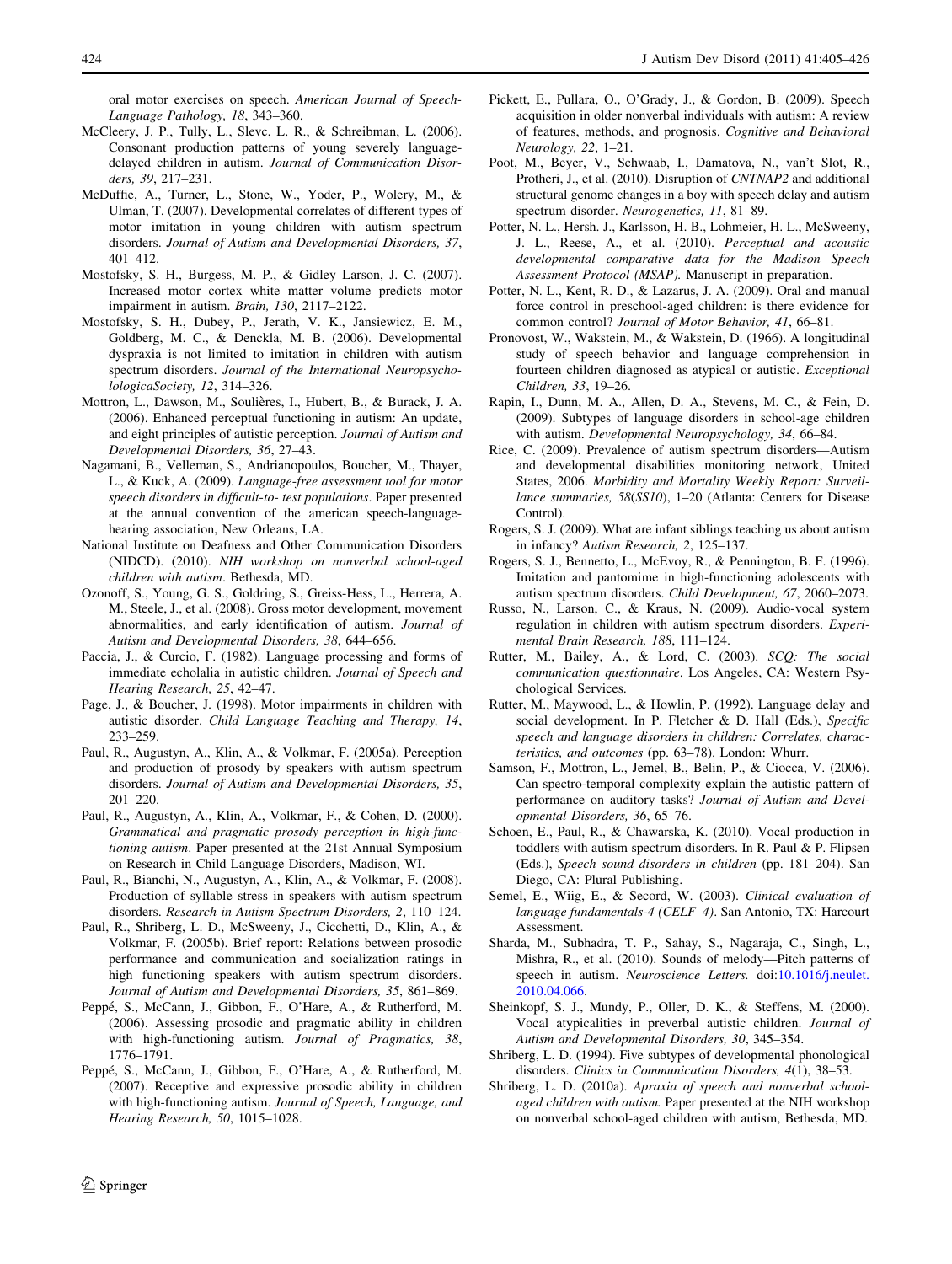oral motor exercises on speech. *American Journal of Speech-Language Pathology, 18*, 343–360.

McCleery, J. P., Tully, L., Slevc, L. R., & Schreibman, L. (2006). Consonant production patterns of young severely language-delayed children in autism. *Journal of Communication Disorders, 39*, 217–231.

McDuffie, A., Turner, L., Stone, W., Yoder, P., Wolery, M., & Ulman, T. (2007). Developmental correlates of different types of motor imitation in young children with autism spectrum disorders. *Journal of Autism and Developmental Disorders, 37*, 401–412.

Mostofsky, S. H., Burgess, M. P., & Gidley Larson, J. C. (2007). Increased motor cortex white matter volume predicts motor impairment in autism. *Brain, 130*, 2117–2122.

Mostofsky, S. H., Dubey, P., Jerath, V. K., Jansiewicz, E. M., Goldberg, M. C., & Denckla, M. B. (2006). Developmental dyspraxia is not limited to imitation in children with autism spectrum disorders. *Journal of the International Neuropsychological Society, 12*, 314–326.

Mottron, L., Dawson, M., Soulières, I., Hubert, B., & Burack, J. A. (2006). Enhanced perceptual functioning in autism: An update, and eight principles of autistic perception. *Journal of Autism and Developmental Disorders, 36*, 27–43.

Nagamani, B., Velleman, S., Andrianopoulos, Boucher, M., Thayer, L., & Kuck, A. (2009). *Language-free assessment tool for motor speech disorders in difficult-to- test populations*. Paper presented at the annual convention of the american speech-language-hearing association, New Orleans, LA.

National Institute on Deafness and Other Communication Disorders (NIDCD). (2010). *NIH workshop on nonverbal school-aged children with autism*. Bethesda, MD.

Ozonoff, S., Young, G. S., Goldring, S., Greiss-Hess, L., Herrera, A. M., Steele, J., et al. (2008). Gross motor development, movement abnormalities, and early identification of autism. *Journal of Autism and Developmental Disorders, 38*, 644–656.

Paccia, J., & Curcio, F. (1982). Language processing and forms of immediate echolalia in autistic children. *Journal of Speech and Hearing Research, 25*, 42–47.

Page, J., & Boucher, J. (1998). Motor impairments in children with autistic disorder. *Child Language Teaching and Therapy, 14*, 233–259.

Paul, R., Augustyn, A., Klin, A., & Volkmar, F. (2005a). Perception and production of prosody by speakers with autism spectrum disorders. *Journal of Autism and Developmental Disorders, 35*, 201–220.

Paul, R., Augustyn, A., Klin, A., Volkmar, F., & Cohen, D. (2000). *Grammatical and pragmatic prosody perception in high-functioning autism*. Paper presented at the 21st Annual Symposium on Research in Child Language Disorders, Madison, WI.

Paul, R., Bianchi, N., Augustyn, A., Klin, A., & Volkmar, F. (2008). Production of syllable stress in speakers with autism spectrum disorders. *Research in Autism Spectrum Disorders, 2*, 110–124.

Paul, R., Shriberg, L. D., McSweeny, J., Cicchetti, D., Klin, A., & Volkmar, F. (2005b). Brief report: Relations between prosodic performance and communication and socialization ratings in high functioning speakers with autism spectrum disorders. *Journal of Autism and Developmental Disorders, 35*, 861–869.

Peppé, S., McCann, J., Gibbon, F., O'Hare, A., & Rutherford, M. (2006). Assessing prosodic and pragmatic ability in children with high-functioning autism. *Journal of Pragmatics, 38*, 1776–1791.

Peppé, S., McCann, J., Gibbon, F., O'Hare, A., & Rutherford, M. (2007). Receptive and expressive prosodic ability in children with high-functioning autism. *Journal of Speech, Language, and Hearing Research, 50*, 1015–1028.

Pickett, E., Pullara, O., O'Grady, J., & Gordon, B. (2009). Speech acquisition in older nonverbal individuals with autism: A review of features, methods, and prognosis. *Cognitive and Behavioral Neurology, 22*, 1–21.

Poot, M., Beyer, V., Schwaab, I., Damatova, N., van't Slot, R., Protheri, J., et al. (2010). Disruption of *CNTNAP2* and additional structural genome changes in a boy with speech delay and autism spectrum disorder. *Neurogenetics, 11*, 81–89.

Potter, N. L., Hersh. J., Karlsson, H. B., Lohmeier, H. L., McSweeny, J. L., Reese, A., et al. (2010). *Perceptual and acoustic developmental comparative data for the Madison Speech Assessment Protocol (MSAP)*. Manuscript in preparation.

Potter, N. L., Kent, R. D., & Lazarus, J. A. (2009). Oral and manual force control in preschool-aged children: is there evidence for common control? *Journal of Motor Behavior, 41*, 66–81.

Pronovost, W., Wakstein, M., & Wakstein, D. (1966). A longitudinal study of speech behavior and language comprehension in fourteen children diagnosed as atypical or autistic. *Exceptional Children, 33*, 19–26.

Rapin, I., Dunn, M. A., Allen, D. A., Stevens, M. C., & Fein, D. (2009). Subtypes of language disorders in school-age children with autism. *Developmental Neuropsychology, 34*, 66–84.

Rice, C. (2009). Prevalence of autism spectrum disorders—Autism and developmental disabilities monitoring network, United States, 2006. *Morbidity and Mortality Weekly Report: Surveillance summaries, 58*(*SS10*), 1–20 (Atlanta: Centers for Disease Control).

Rogers, S. J. (2009). What are infant siblings teaching us about autism in infancy? *Autism Research, 2*, 125–137.

Rogers, S. J., Bennetto, L., McEvoy, R., & Pennington, B. F. (1996). Imitation and pantomime in high-functioning adolescents with autism spectrum disorders. *Child Development, 67*, 2060–2073.

Russo, N., Larson, C., & Kraus, N. (2009). Audio-vocal system regulation in children with autism spectrum disorders. *Experimental Brain Research, 188*, 111–124.

Rutter, M., Bailey, A., & Lord, C. (2003). *SCQ: The social communication questionnaire*. Los Angeles, CA: Western Psychological Services.

Rutter, M., Maywood, L., & Howlin, P. (1992). Language delay and social development. In P. Fletcher & D. Hall (Eds.), *Specific speech and language disorders in children: Correlates, characteristics, and outcomes* (pp. 63–78). London: Whurr.

Samson, F., Mottron, L., Jemel, B., Belin, P., & Ciocca, V. (2006). Can spectro-temporal complexity explain the autistic pattern of performance on auditory tasks? *Journal of Autism and Developmental Disorders, 36*, 65–76.

Schoen, E., Paul, R., & Chawarska, K. (2010). Vocal production in toddlers with autism spectrum disorders. In R. Paul & P. Flipsen (Eds.), *Speech sound disorders in children* (pp. 181–204). San Diego, CA: Plural Publishing.

Semel, E., Wiig, E., & Secord, W. (2003). *Clinical evaluation of language fundamentals-4 (CELF–4)*. San Antonio, TX: Harcourt Assessment.

Sharda, M., Subhadra, T. P., Sahay, S., Nagaraja, C., Singh, L., Mishra, R., et al. (2010). Sounds of melody—Pitch patterns of speech in autism. *Neuroscience Letters*. doi:10.1016/j.neulet.2010.04.066.

Sheinkopf, S. J., Mundy, P., Oller, D. K., & Steffens, M. (2000). Vocal atypicalities in preverbal autistic children. *Journal of Autism and Developmental Disorders, 30*, 345–354.

Shriberg, L. D. (1994). Five subtypes of developmental phonological disorders. *Clinics in Communication Disorders, 4*(1), 38–53.

Shriberg, L. D. (2010a). *Apraxia of speech and nonverbal school-aged children with autism.* Paper presented at the NIH workshop on nonverbal school-aged children with autism, Bethesda, MD.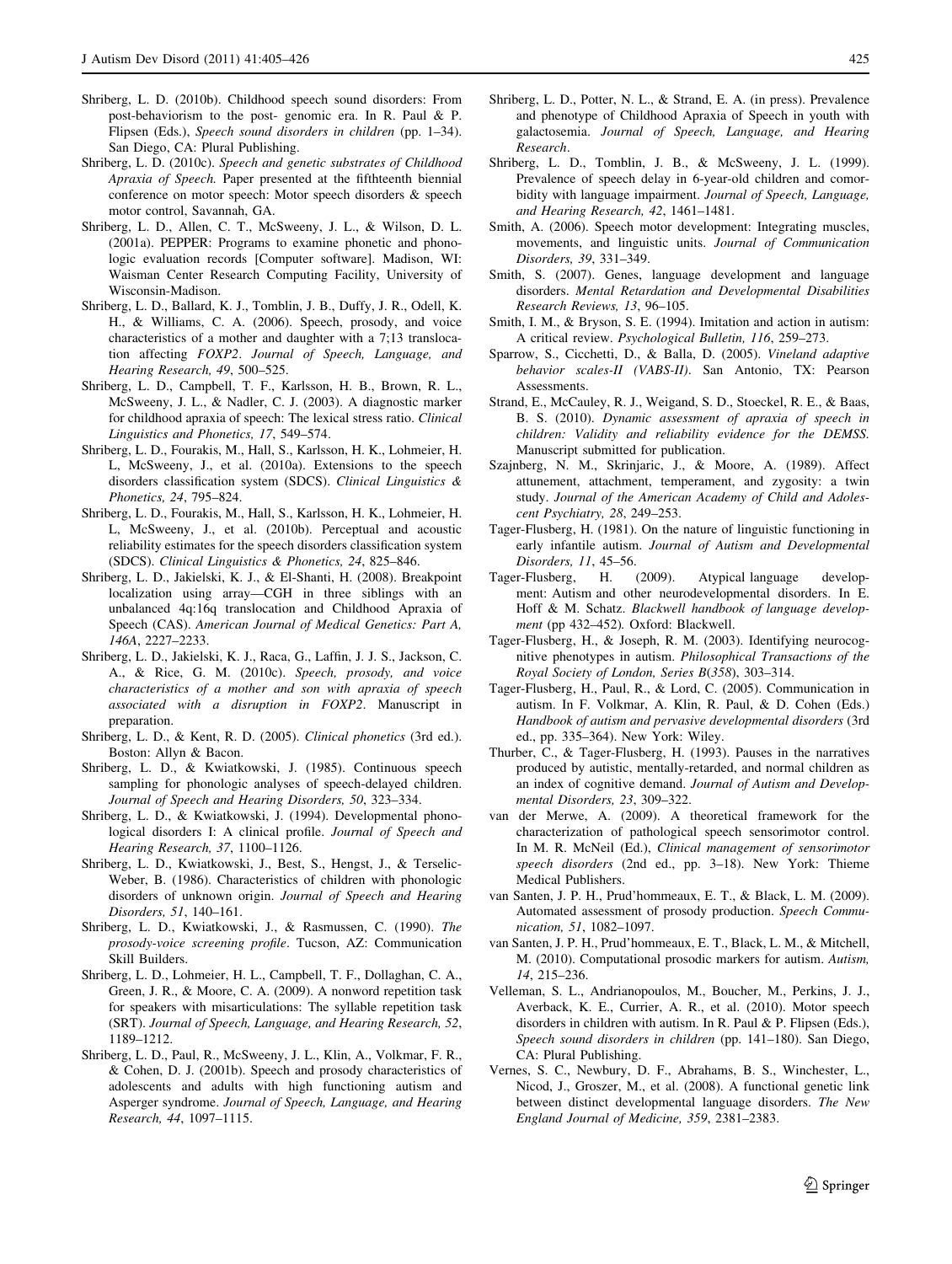Shriberg, L. D. (2010b). Childhood speech sound disorders: From post-behaviorism to the post- genomic era. In R. Paul & P. Flipsen (Eds.), *Speech sound disorders in children* (pp. 1–34). San Diego, CA: Plural Publishing.

Shriberg, L. D. (2010c). *Speech and genetic substrates of Childhood Apraxia of Speech.* Paper presented at the fifthteenth biennial conference on motor speech: Motor speech disorders & speech motor control, Savannah, GA.

Shriberg, L. D., Allen, C. T., McSweeny, J. L., & Wilson, D. L. (2001a). PEPPER: Programs to examine phonetic and phonologic evaluation records [Computer software]. Madison, WI: Waisman Center Research Computing Facility, University of Wisconsin-Madison.

Shriberg, L. D., Ballard, K. J., Tomblin, J. B., Duffy, J. R., Odell, K. H., & Williams, C. A. (2006). Speech, prosody, and voice characteristics of a mother and daughter with a 7;13 translocation affecting *FOXP2*. *Journal of Speech, Language, and Hearing Research, 49*, 500–525.

Shriberg, L. D., Campbell, T. F., Karlsson, H. B., Brown, R. L., McSweeny, J. L., & Nadler, C. J. (2003). A diagnostic marker for childhood apraxia of speech: The lexical stress ratio. *Clinical Linguistics and Phonetics, 17*, 549–574.

Shriberg, L. D., Fourakis, M., Hall, S., Karlsson, H. K., Lohmeier, H. L, McSweeny, J., et al. (2010a). Extensions to the speech disorders classification system (SDCS). *Clinical Linguistics & Phonetics, 24*, 795–824.

Shriberg, L. D., Fourakis, M., Hall, S., Karlsson, H. K., Lohmeier, H. L, McSweeny, J., et al. (2010b). Perceptual and acoustic reliability estimates for the speech disorders classification system (SDCS). *Clinical Linguistics & Phonetics, 24*, 825–846.

Shriberg, L. D., Jakielski, K. J., & El-Shanti, H. (2008). Breakpoint localization using array—CGH in three siblings with an unbalanced 4q:16q translocation and Childhood Apraxia of Speech (CAS). *American Journal of Medical Genetics: Part A, 146A*, 2227–2233.

Shriberg, L. D., Jakielski, K. J., Raca, G., Laffin, J. J. S., Jackson, C. A., & Rice, G. M. (2010c). *Speech, prosody, and voice characteristics of a mother and son with apraxia of speech associated with a disruption in FOXP2*. Manuscript in preparation.

Shriberg, L. D., & Kent, R. D. (2005). *Clinical phonetics* (3rd ed.). Boston: Allyn & Bacon.

Shriberg, L. D., & Kwiatkowski, J. (1985). Continuous speech sampling for phonologic analyses of speech-delayed children. *Journal of Speech and Hearing Disorders, 50*, 323–334.

Shriberg, L. D., & Kwiatkowski, J. (1994). Developmental phonological disorders I: A clinical profile. *Journal of Speech and Hearing Research, 37*, 1100–1126.

Shriberg, L. D., Kwiatkowski, J., Best, S., Hengst, J., & Terselic-Weber, B. (1986). Characteristics of children with phonologic disorders of unknown origin. *Journal of Speech and Hearing Disorders, 51*, 140–161.

Shriberg, L. D., Kwiatkowski, J., & Rasmussen, C. (1990). *The prosody-voice screening profile*. Tucson, AZ: Communication Skill Builders.

Shriberg, L. D., Lohmeier, H. L., Campbell, T. F., Dollaghan, C. A., Green, J. R., & Moore, C. A. (2009). A nonword repetition task for speakers with misarticulations: The syllable repetition task (SRT). *Journal of Speech, Language, and Hearing Research, 52*, 1189–1212.

Shriberg, L. D., Paul, R., McSweeny, J. L., Klin, A., Volkmar, F. R., & Cohen, D. J. (2001b). Speech and prosody characteristics of adolescents and adults with high functioning autism and Asperger syndrome. *Journal of Speech, Language, and Hearing Research, 44*, 1097–1115.

Shriberg, L. D., Potter, N. L., & Strand, E. A. (in press). Prevalence and phenotype of Childhood Apraxia of Speech in youth with galactosemia. *Journal of Speech, Language, and Hearing Research*.

Shriberg, L. D., Tomblin, J. B., & McSweeny, J. L. (1999). Prevalence of speech delay in 6-year-old children and comorbidity with language impairment. *Journal of Speech, Language, and Hearing Research, 42*, 1461–1481.

Smith, A. (2006). Speech motor development: Integrating muscles, movements, and linguistic units. *Journal of Communication Disorders, 39*, 331–349.

Smith, S. (2007). Genes, language development and language disorders. *Mental Retardation and Developmental Disabilities Research Reviews, 13*, 96–105.

Smith, I. M., & Bryson, S. E. (1994). Imitation and action in autism: A critical review. *Psychological Bulletin, 116*, 259–273.

Sparrow, S., Cicchetti, D., & Balla, D. (2005). *Vineland adaptive behavior scales-II (VABS-II)*. San Antonio, TX: Pearson Assessments.

Strand, E., McCauley, R. J., Weigand, S. D., Stoeckel, R. E., & Baas, B. S. (2010). *Dynamic assessment of apraxia of speech in children: Validity and reliability evidence for the DEMSS*. Manuscript submitted for publication.

Szajnberg, N. M., Skrinjaric, J., & Moore, A. (1989). Affect attunement, attachment, temperament, and zygosity: a twin study. *Journal of the American Academy of Child and Adolescent Psychiatry, 28*, 249–253.

Tager-Flusberg, H. (1981). On the nature of linguistic functioning in early infantile autism. *Journal of Autism and Developmental Disorders, 11*, 45–56.

Tager-Flusberg, H. (2009). Atypical language development: Autism and other neurodevelopmental disorders. In E. Hoff & M. Schatz. *Blackwell handbook of language development* (pp 432–452)*.* Oxford: Blackwell.

Tager-Flusberg, H., & Joseph, R. M. (2003). Identifying neurocognitive phenotypes in autism. *Philosophical Transactions of the Royal Society of London, Series B*(*358*), 303–314.

Tager-Flusberg, H., Paul, R., & Lord, C. (2005). Communication in autism. In F. Volkmar, A. Klin, R. Paul, & D. Cohen (Eds.) *Handbook of autism and pervasive developmental disorders* (3rd ed., pp. 335–364). New York: Wiley.

Thurber, C., & Tager-Flusberg, H. (1993). Pauses in the narratives produced by autistic, mentally-retarded, and normal children as an index of cognitive demand. *Journal of Autism and Developmental Disorders, 23*, 309–322.

van der Merwe, A. (2009). A theoretical framework for the characterization of pathological speech sensorimotor control. In M. R. McNeil (Ed.), *Clinical management of sensorimotor speech disorders* (2nd ed., pp. 3–18). New York: Thieme Medical Publishers.

van Santen, J. P. H., Prud'hommeaux, E. T., & Black, L. M. (2009). Automated assessment of prosody production. *Speech Communication, 51*, 1082–1097.

van Santen, J. P. H., Prud'hommeaux, E. T., Black, L. M., & Mitchell, M. (2010). Computational prosodic markers for autism. *Autism, 14*, 215–236.

Velleman, S. L., Andrianopoulos, M., Boucher, M., Perkins, J. J., Averback, K. E., Currier, A. R., et al. (2010). Motor speech disorders in children with autism. In R. Paul & P. Flipsen (Eds.), *Speech sound disorders in children* (pp. 141–180). San Diego, CA: Plural Publishing.

Vernes, S. C., Newbury, D. F., Abrahams, B. S., Winchester, L., Nicod, J., Groszer, M., et al. (2008). A functional genetic link between distinct developmental language disorders. *The New England Journal of Medicine, 359*, 2381–2383.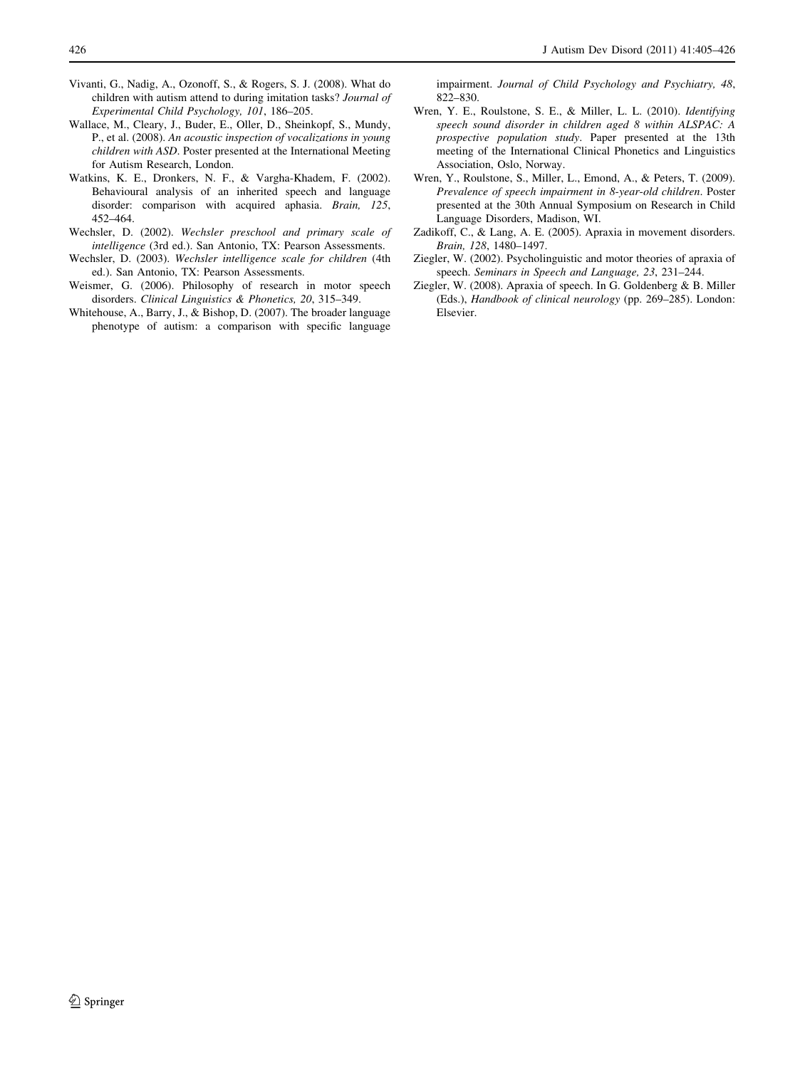Vivanti, G., Nadig, A., Ozonoff, S., & Rogers, S. J. (2008). What do children with autism attend to during imitation tasks? *Journal of Experimental Child Psychology, 101*, 186–205.

Wallace, M., Cleary, J., Buder, E., Oller, D., Sheinkopf, S., Mundy, P., et al. (2008). *An acoustic inspection of vocalizations in young children with ASD*. Poster presented at the International Meeting for Autism Research, London.

Watkins, K. E., Dronkers, N. F., & Vargha-Khadem, F. (2002). Behavioural analysis of an inherited speech and language disorder: comparison with acquired aphasia. *Brain, 125*, 452–464.

Wechsler, D. (2002). *Wechsler preschool and primary scale of intelligence* (3rd ed.). San Antonio, TX: Pearson Assessments.

Wechsler, D. (2003). *Wechsler intelligence scale for children* (4th ed.). San Antonio, TX: Pearson Assessments.

Weismer, G. (2006). Philosophy of research in motor speech disorders. *Clinical Linguistics & Phonetics, 20*, 315–349.

Whitehouse, A., Barry, J., & Bishop, D. (2007). The broader language phenotype of autism: a comparison with specific language impairment. *Journal of Child Psychology and Psychiatry, 48*, 822–830.

Wren, Y. E., Roulstone, S. E., & Miller, L. L. (2010). *Identifying speech sound disorder in children aged 8 within ALSPAC: A prospective population study*. Paper presented at the 13th meeting of the International Clinical Phonetics and Linguistics Association, Oslo, Norway.

Wren, Y., Roulstone, S., Miller, L., Emond, A., & Peters, T. (2009). *Prevalence of speech impairment in 8-year-old children*. Poster presented at the 30th Annual Symposium on Research in Child Language Disorders, Madison, WI.

Zadikoff, C., & Lang, A. E. (2005). Apraxia in movement disorders. *Brain, 128*, 1480–1497.

Ziegler, W. (2002). Psycholinguistic and motor theories of apraxia of speech. *Seminars in Speech and Language, 23*, 231–244.

Ziegler, W. (2008). Apraxia of speech. In G. Goldenberg & B. Miller (Eds.), *Handbook of clinical neurology* (pp. 269–285). London: Elsevier.